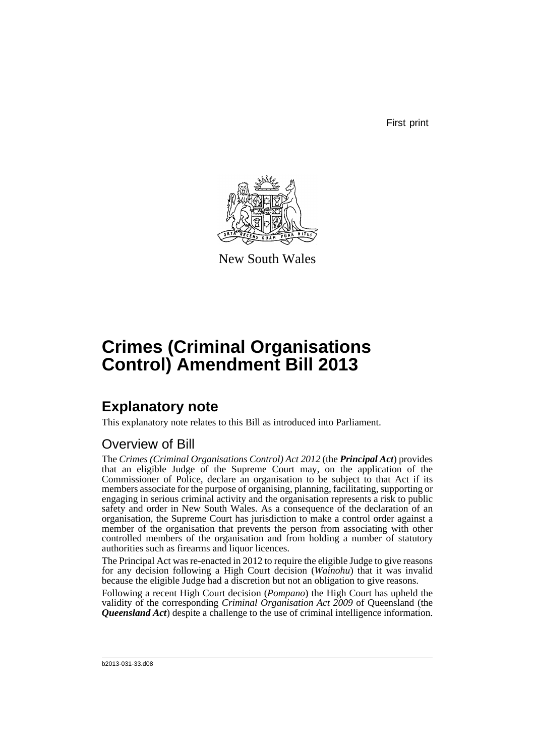First print

New South Wales

# Crimes (Criminal Organisations Control) Amendment Bill 2013

## Explanatory note

This explanatory note relates to this Bill as introduced into Parliament.

### Overview of Bill

The *Crimes (Criminal Organisations Control) Act 2012* (the ***Principal Act***) provides that an eligible Judge of the Supreme Court may, on the application of the Commissioner of Police, declare an organisation to be subject to that Act if its members associate for the purpose of organising, planning, facilitating, supporting or engaging in serious criminal activity and the organisation represents a risk to public safety and order in New South Wales. As a consequence of the declaration of an organisation, the Supreme Court has jurisdiction to make a control order against a member of the organisation that prevents the person from associating with other controlled members of the organisation and from holding a number of statutory authorities such as firearms and liquor licences.

The Principal Act was re-enacted in 2012 to require the eligible Judge to give reasons for any decision following a High Court decision (*Wainohu*) that it was invalid because the eligible Judge had a discretion but not an obligation to give reasons.

Following a recent High Court decision (*Pompano*) the High Court has upheld the validity of the corresponding *Criminal Organisation Act 2009* of Queensland (the ***Queensland Act***) despite a challenge to the use of criminal intelligence information.

b2013-031-33.d08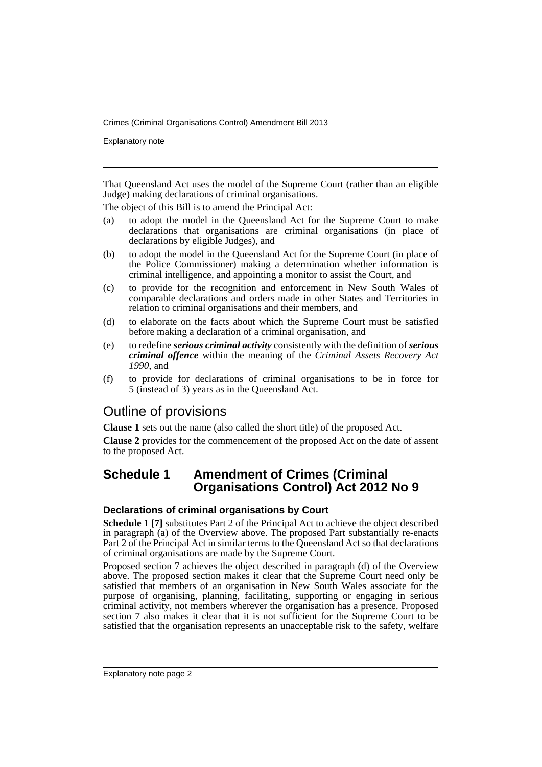That Queensland Act uses the model of the Supreme Court (rather than an eligible Judge) making declarations of criminal organisations.

The object of this Bill is to amend the Principal Act:

(a) to adopt the model in the Queensland Act for the Supreme Court to make declarations that organisations are criminal organisations (in place of declarations by eligible Judges), and

(b) to adopt the model in the Queensland Act for the Supreme Court (in place of the Police Commissioner) making a determination whether information is criminal intelligence, and appointing a monitor to assist the Court, and

(c) to provide for the recognition and enforcement in New South Wales of comparable declarations and orders made in other States and Territories in relation to criminal organisations and their members, and

(d) to elaborate on the facts about which the Supreme Court must be satisfied before making a declaration of a criminal organisation, and

(e) to redefine ***serious criminal activity*** consistently with the definition of ***serious criminal offence*** within the meaning of the *Criminal Assets Recovery Act 1990*, and

(f) to provide for declarations of criminal organisations to be in force for 5 (instead of 3) years as in the Queensland Act.

## Outline of provisions

**Clause 1** sets out the name (also called the short title) of the proposed Act.

**Clause 2** provides for the commencement of the proposed Act on the date of assent to the proposed Act.

## Schedule 1 Amendment of Crimes (Criminal Organisations Control) Act 2012 No 9

### Declarations of criminal organisations by Court

**Schedule 1 [7]** substitutes Part 2 of the Principal Act to achieve the object described in paragraph (a) of the Overview above. The proposed Part substantially re-enacts Part 2 of the Principal Act in similar terms to the Queensland Act so that declarations of criminal organisations are made by the Supreme Court.

Proposed section 7 achieves the object described in paragraph (d) of the Overview above. The proposed section makes it clear that the Supreme Court need only be satisfied that members of an organisation in New South Wales associate for the purpose of organising, planning, facilitating, supporting or engaging in serious criminal activity, not members wherever the organisation has a presence. Proposed section 7 also makes it clear that it is not sufficient for the Supreme Court to be satisfied that the organisation represents an unacceptable risk to the safety, welfare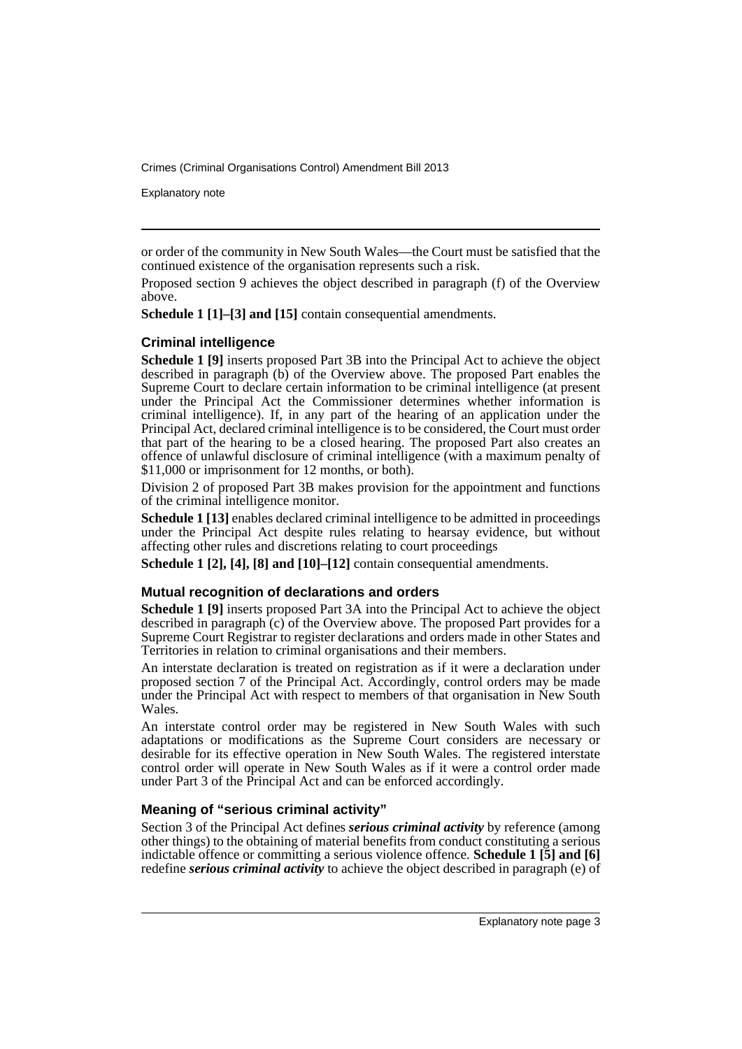or order of the community in New South Wales—the Court must be satisfied that the continued existence of the organisation represents such a risk.

Proposed section 9 achieves the object described in paragraph (f) of the Overview above.

**Schedule 1 [1]–[3] and [15]** contain consequential amendments.

### Criminal intelligence

**Schedule 1 [9]** inserts proposed Part 3B into the Principal Act to achieve the object described in paragraph (b) of the Overview above. The proposed Part enables the Supreme Court to declare certain information to be criminal intelligence (at present under the Principal Act the Commissioner determines whether information is criminal intelligence). If, in any part of the hearing of an application under the Principal Act, declared criminal intelligence is to be considered, the Court must order that part of the hearing to be a closed hearing. The proposed Part also creates an offence of unlawful disclosure of criminal intelligence (with a maximum penalty of $11,000 or imprisonment for 12 months, or both).

Division 2 of proposed Part 3B makes provision for the appointment and functions of the criminal intelligence monitor.

**Schedule 1 [13]** enables declared criminal intelligence to be admitted in proceedings under the Principal Act despite rules relating to hearsay evidence, but without affecting other rules and discretions relating to court proceedings

**Schedule 1 [2], [4], [8] and [10]–[12]** contain consequential amendments.

### Mutual recognition of declarations and orders

**Schedule 1 [9]** inserts proposed Part 3A into the Principal Act to achieve the object described in paragraph (c) of the Overview above. The proposed Part provides for a Supreme Court Registrar to register declarations and orders made in other States and Territories in relation to criminal organisations and their members.

An interstate declaration is treated on registration as if it were a declaration under proposed section 7 of the Principal Act. Accordingly, control orders may be made under the Principal Act with respect to members of that organisation in New South Wales.

An interstate control order may be registered in New South Wales with such adaptations or modifications as the Supreme Court considers are necessary or desirable for its effective operation in New South Wales. The registered interstate control order will operate in New South Wales as if it were a control order made under Part 3 of the Principal Act and can be enforced accordingly.

### Meaning of "serious criminal activity"

Section 3 of the Principal Act defines ***serious criminal activity*** by reference (among other things) to the obtaining of material benefits from conduct constituting a serious indictable offence or committing a serious violence offence. **Schedule 1 [5] and [6]** redefine ***serious criminal activity*** to achieve the object described in paragraph (e) of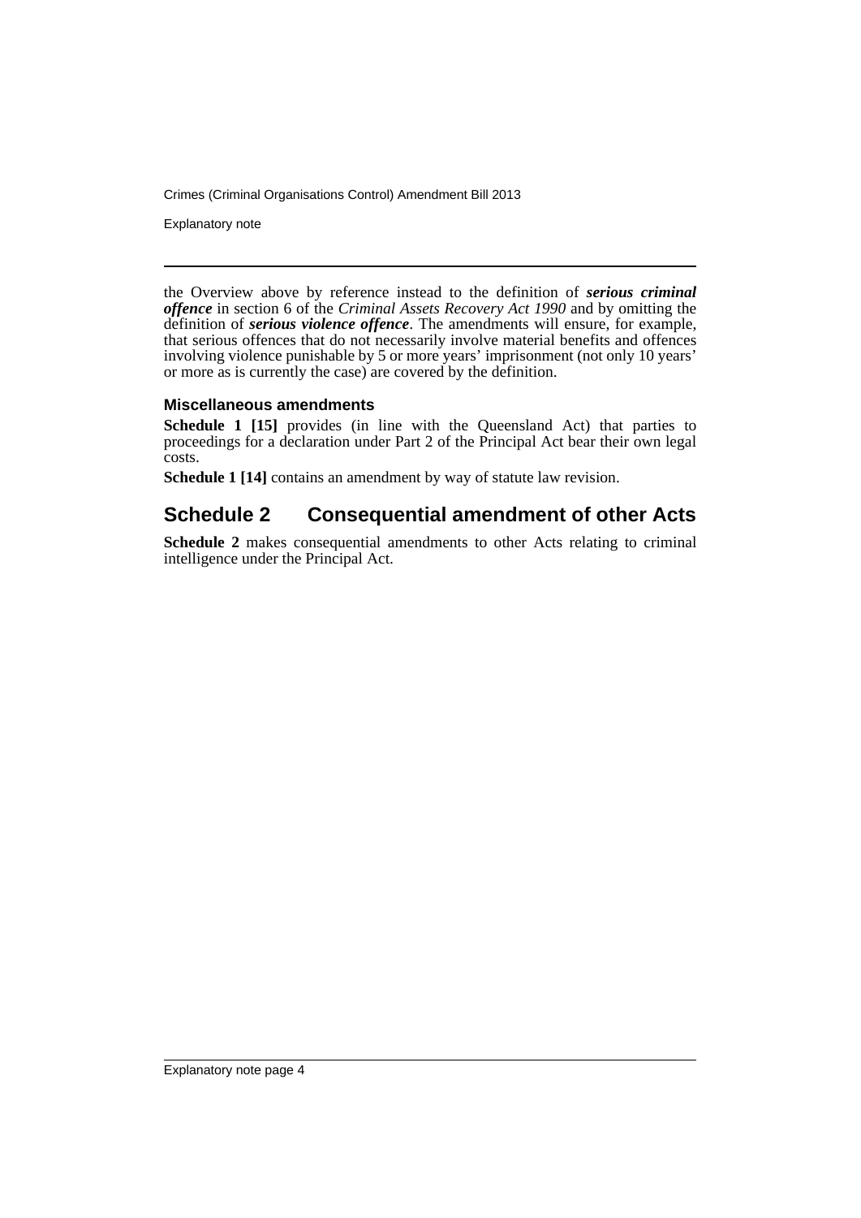the Overview above by reference instead to the definition of ***serious criminal offence*** in section 6 of the *Criminal Assets Recovery Act 1990* and by omitting the definition of ***serious violence offence***. The amendments will ensure, for example, that serious offences that do not necessarily involve material benefits and offences involving violence punishable by 5 or more years' imprisonment (not only 10 years' or more as is currently the case) are covered by the definition.

### Miscellaneous amendments

**Schedule 1 [15]** provides (in line with the Queensland Act) that parties to proceedings for a declaration under Part 2 of the Principal Act bear their own legal costs.

**Schedule 1 [14]** contains an amendment by way of statute law revision.

## Schedule 2 Consequential amendment of other Acts

**Schedule 2** makes consequential amendments to other Acts relating to criminal intelligence under the Principal Act.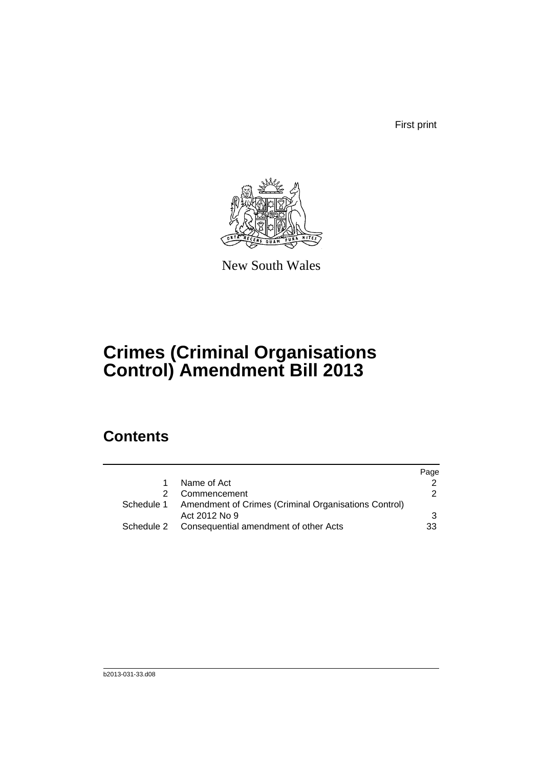First print

New South Wales

# Crimes (Criminal Organisations Control) Amendment Bill 2013

## Contents

| | | Page |
|---|---|---|
| 1 | Name of Act | 2 |
| 2 | Commencement | 2 |
| Schedule 1 | Amendment of Crimes (Criminal Organisations Control) Act 2012 No 9 | 3 |
| Schedule 2 | Consequential amendment of other Acts | 33 |

b2013-031-33.d08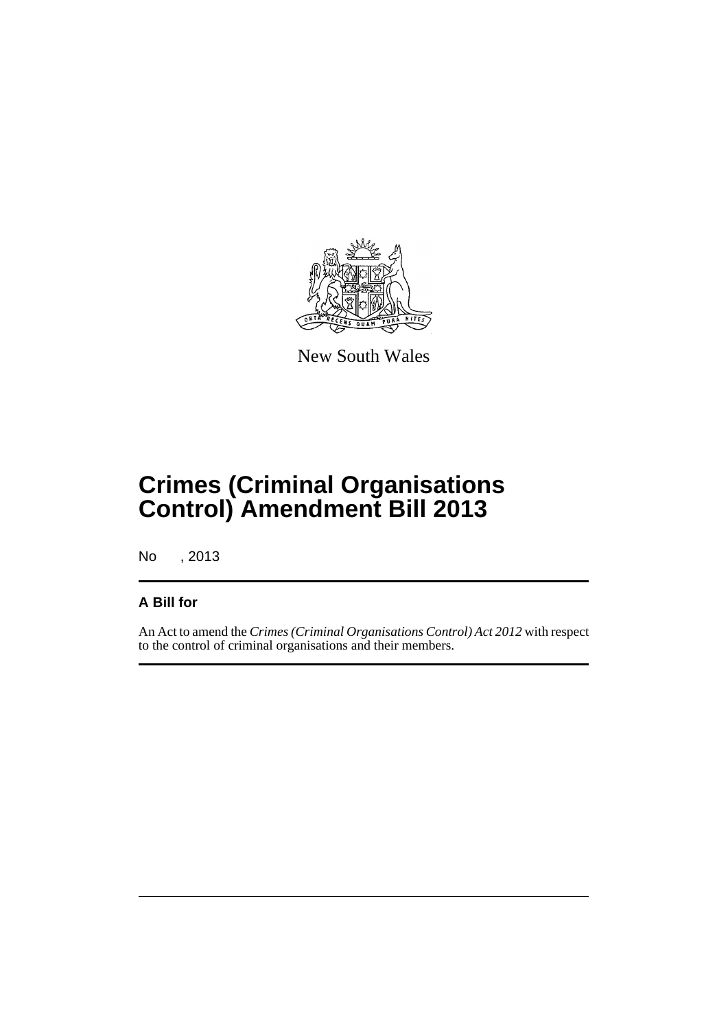New South Wales

# Crimes (Criminal Organisations Control) Amendment Bill 2013

No , 2013

**A Bill for**

An Act to amend the *Crimes (Criminal Organisations Control) Act 2012* with respect to the control of criminal organisations and their members.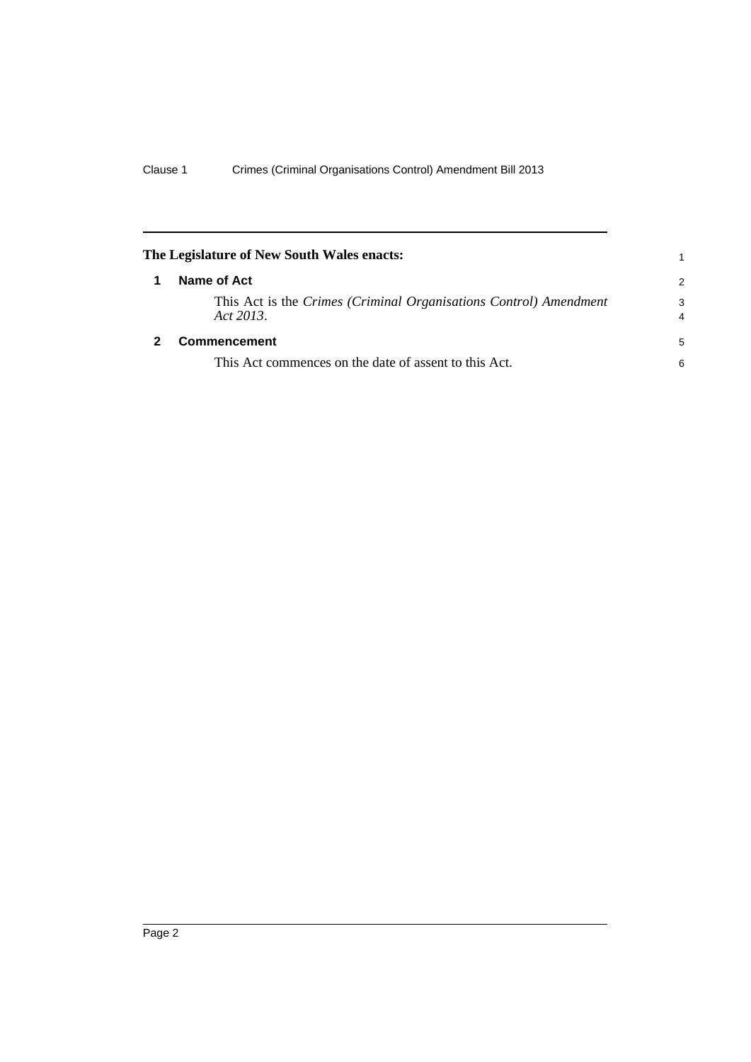**The Legislature of New South Wales enacts:**

## 1 Name of Act

This Act is the *Crimes (Criminal Organisations Control) Amendment Act 2013*.

## 2 Commencement

This Act commences on the date of assent to this Act.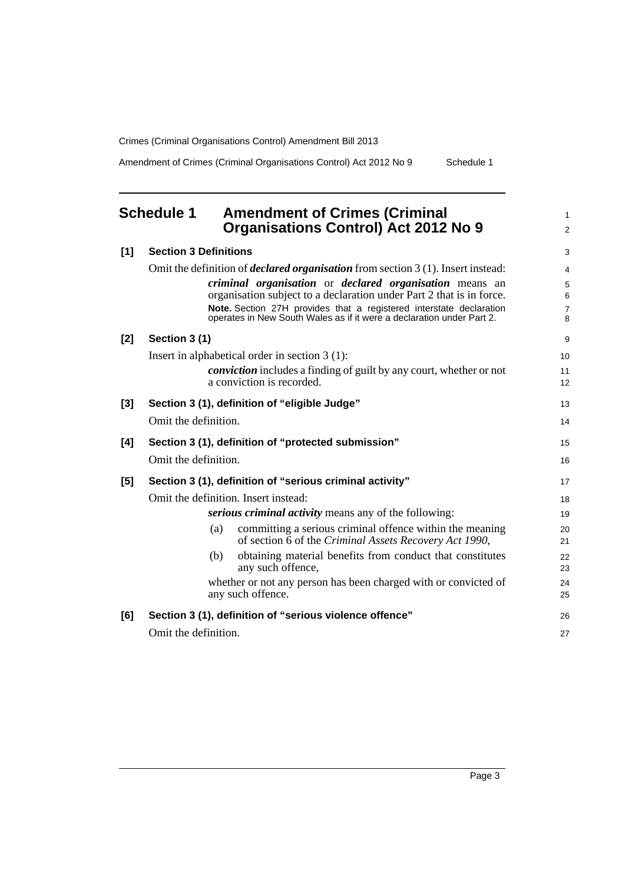## Schedule 1 Amendment of Crimes (Criminal Organisations Control) Act 2012 No 9

**[1] Section 3 Definitions**

Omit the definition of ***declared organisation*** from section 3 (1). Insert instead:

> ***criminal organisation*** or ***declared organisation*** means an organisation subject to a declaration under Part 2 that is in force.
>
> **Note.** Section 27H provides that a registered interstate declaration operates in New South Wales as if it were a declaration under Part 2.

**[2] Section 3 (1)**

Insert in alphabetical order in section 3 (1):

> ***conviction*** includes a finding of guilt by any court, whether or not a conviction is recorded.

**[3] Section 3 (1), definition of "eligible Judge"**

Omit the definition.

**[4] Section 3 (1), definition of "protected submission"**

Omit the definition.

**[5] Section 3 (1), definition of "serious criminal activity"**

Omit the definition. Insert instead:

> ***serious criminal activity*** means any of the following:
>
> (a) committing a serious criminal offence within the meaning of section 6 of the *Criminal Assets Recovery Act 1990*,
>
> (b) obtaining material benefits from conduct that constitutes any such offence,
>
> whether or not any person has been charged with or convicted of any such offence.

**[6] Section 3 (1), definition of "serious violence offence"**

Omit the definition.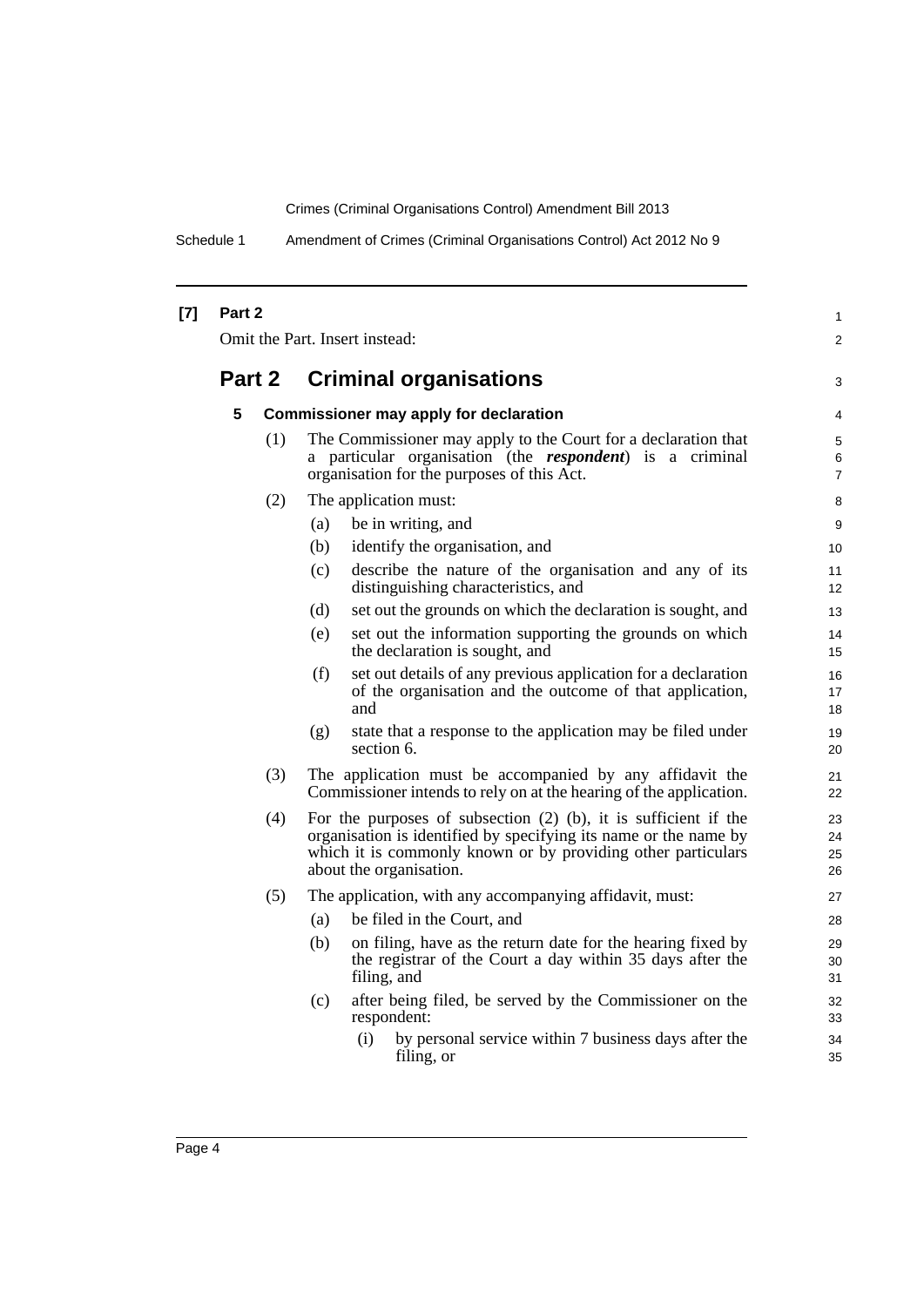**[7] Part 2**

Omit the Part. Insert instead:

## Part 2 Criminal organisations

### 5 Commissioner may apply for declaration

(1) The Commissioner may apply to the Court for a declaration that a particular organisation (the ***respondent***) is a criminal organisation for the purposes of this Act.

(2) The application must:

(a) be in writing, and

(b) identify the organisation, and

(c) describe the nature of the organisation and any of its distinguishing characteristics, and

(d) set out the grounds on which the declaration is sought, and

(e) set out the information supporting the grounds on which the declaration is sought, and

(f) set out details of any previous application for a declaration of the organisation and the outcome of that application, and

(g) state that a response to the application may be filed under section 6.

(3) The application must be accompanied by any affidavit the Commissioner intends to rely on at the hearing of the application.

(4) For the purposes of subsection (2) (b), it is sufficient if the organisation is identified by specifying its name or the name by which it is commonly known or by providing other particulars about the organisation.

(5) The application, with any accompanying affidavit, must:

(a) be filed in the Court, and

(b) on filing, have as the return date for the hearing fixed by the registrar of the Court a day within 35 days after the filing, and

(c) after being filed, be served by the Commissioner on the respondent:

(i) by personal service within 7 business days after the filing, or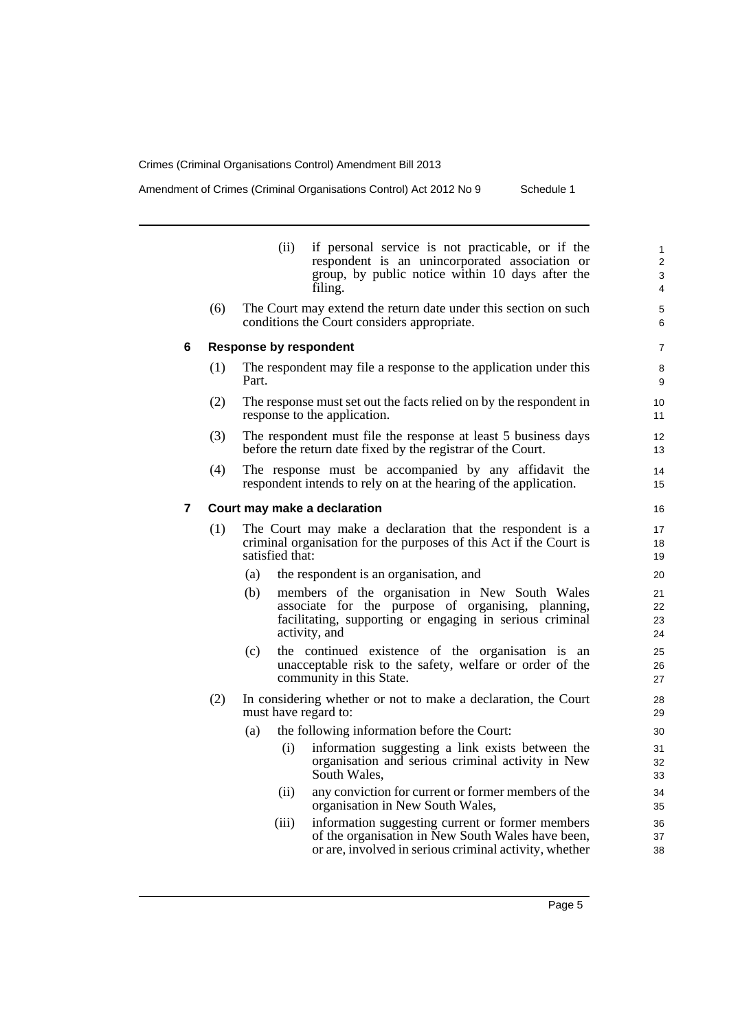(ii) if personal service is not practicable, or if the respondent is an unincorporated association or group, by public notice within 10 days after the filing.

(6) The Court may extend the return date under this section on such conditions the Court considers appropriate.

### 6 Response by respondent

(1) The respondent may file a response to the application under this Part.

(2) The response must set out the facts relied on by the respondent in response to the application.

(3) The respondent must file the response at least 5 business days before the return date fixed by the registrar of the Court.

(4) The response must be accompanied by any affidavit the respondent intends to rely on at the hearing of the application.

### 7 Court may make a declaration

(1) The Court may make a declaration that the respondent is a criminal organisation for the purposes of this Act if the Court is satisfied that:

(a) the respondent is an organisation, and

(b) members of the organisation in New South Wales associate for the purpose of organising, planning, facilitating, supporting or engaging in serious criminal activity, and

(c) the continued existence of the organisation is an unacceptable risk to the safety, welfare or order of the community in this State.

(2) In considering whether or not to make a declaration, the Court must have regard to:

(a) the following information before the Court:

(i) information suggesting a link exists between the organisation and serious criminal activity in New South Wales,

(ii) any conviction for current or former members of the organisation in New South Wales,

(iii) information suggesting current or former members of the organisation in New South Wales have been, or are, involved in serious criminal activity, whether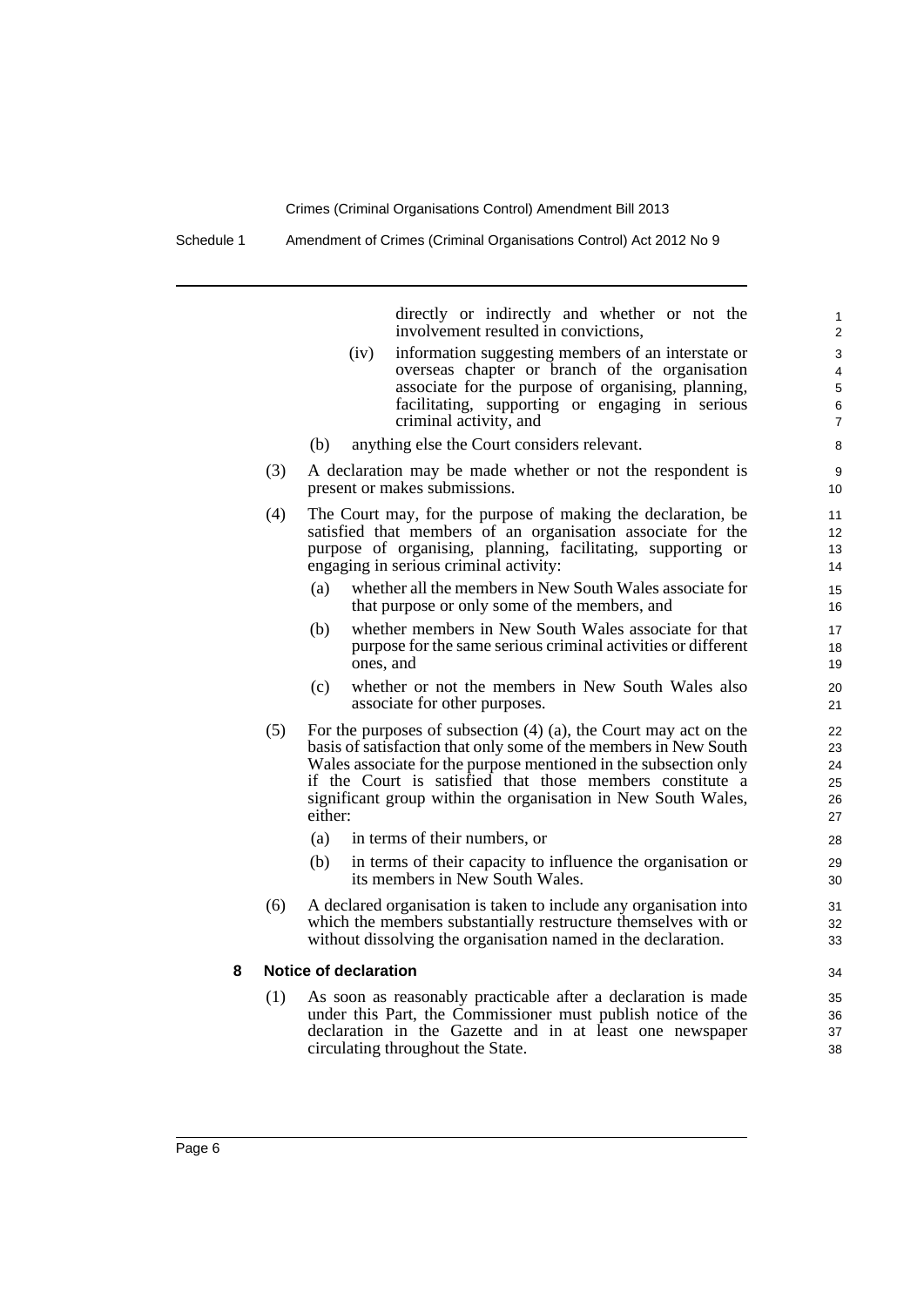directly or indirectly and whether or not the involvement resulted in convictions,

(iv) information suggesting members of an interstate or overseas chapter or branch of the organisation associate for the purpose of organising, planning, facilitating, supporting or engaging in serious criminal activity, and

(b) anything else the Court considers relevant.

(3) A declaration may be made whether or not the respondent is present or makes submissions.

(4) The Court may, for the purpose of making the declaration, be satisfied that members of an organisation associate for the purpose of organising, planning, facilitating, supporting or engaging in serious criminal activity:

(a) whether all the members in New South Wales associate for that purpose or only some of the members, and

(b) whether members in New South Wales associate for that purpose for the same serious criminal activities or different ones, and

(c) whether or not the members in New South Wales also associate for other purposes.

(5) For the purposes of subsection (4) (a), the Court may act on the basis of satisfaction that only some of the members in New South Wales associate for the purpose mentioned in the subsection only if the Court is satisfied that those members constitute a significant group within the organisation in New South Wales, either:

(a) in terms of their numbers, or

(b) in terms of their capacity to influence the organisation or its members in New South Wales.

(6) A declared organisation is taken to include any organisation into which the members substantially restructure themselves with or without dissolving the organisation named in the declaration.

**8 Notice of declaration**

(1) As soon as reasonably practicable after a declaration is made under this Part, the Commissioner must publish notice of the declaration in the Gazette and in at least one newspaper circulating throughout the State.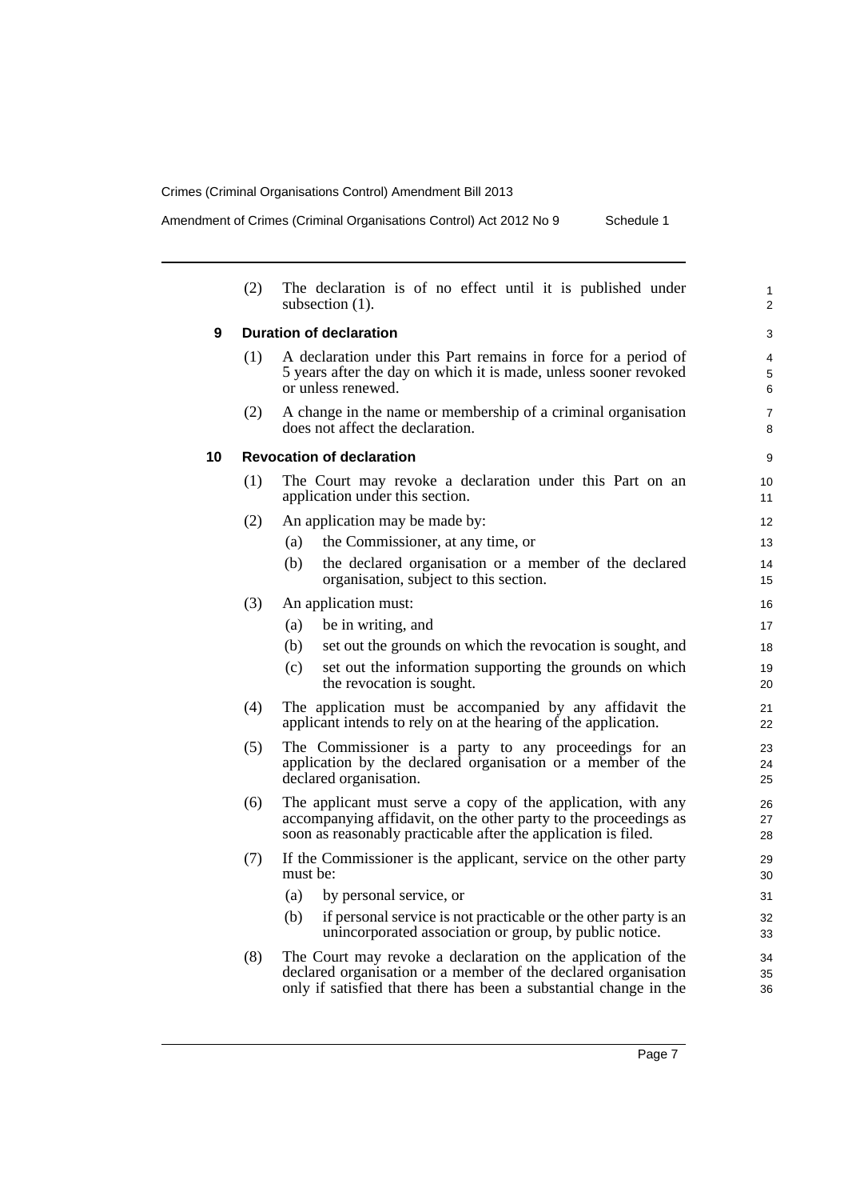(2) The declaration is of no effect until it is published under subsection (1).

### 9 Duration of declaration

(1) A declaration under this Part remains in force for a period of 5 years after the day on which it is made, unless sooner revoked or unless renewed.

(2) A change in the name or membership of a criminal organisation does not affect the declaration.

### 10 Revocation of declaration

(1) The Court may revoke a declaration under this Part on an application under this section.

(2) An application may be made by:

- (a) the Commissioner, at any time, or
- (b) the declared organisation or a member of the declared organisation, subject to this section.

(3) An application must:

- (a) be in writing, and
- (b) set out the grounds on which the revocation is sought, and
- (c) set out the information supporting the grounds on which the revocation is sought.

(4) The application must be accompanied by any affidavit the applicant intends to rely on at the hearing of the application.

(5) The Commissioner is a party to any proceedings for an application by the declared organisation or a member of the declared organisation.

(6) The applicant must serve a copy of the application, with any accompanying affidavit, on the other party to the proceedings as soon as reasonably practicable after the application is filed.

(7) If the Commissioner is the applicant, service on the other party must be:

- (a) by personal service, or
- (b) if personal service is not practicable or the other party is an unincorporated association or group, by public notice.

(8) The Court may revoke a declaration on the application of the declared organisation or a member of the declared organisation only if satisfied that there has been a substantial change in the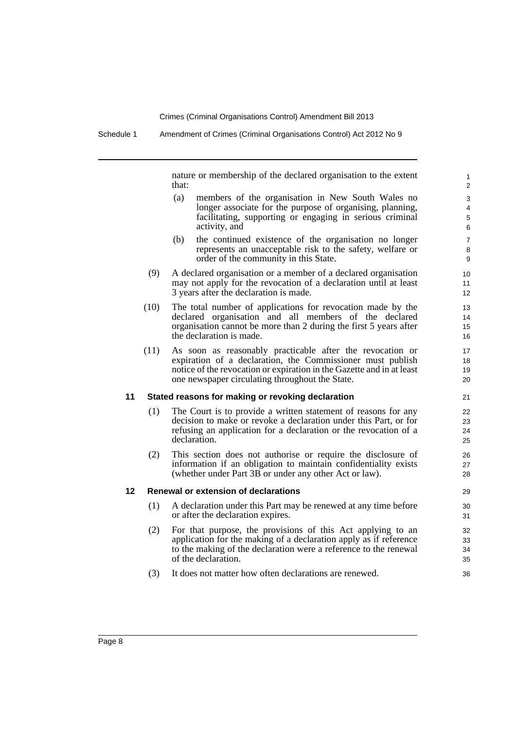nature or membership of the declared organisation to the extent that:

(a) members of the organisation in New South Wales no longer associate for the purpose of organising, planning, facilitating, supporting or engaging in serious criminal activity, and

(b) the continued existence of the organisation no longer represents an unacceptable risk to the safety, welfare or order of the community in this State.

(9) A declared organisation or a member of a declared organisation may not apply for the revocation of a declaration until at least 3 years after the declaration is made.

(10) The total number of applications for revocation made by the declared organisation and all members of the declared organisation cannot be more than 2 during the first 5 years after the declaration is made.

(11) As soon as reasonably practicable after the revocation or expiration of a declaration, the Commissioner must publish notice of the revocation or expiration in the Gazette and in at least one newspaper circulating throughout the State.

### 11 Stated reasons for making or revoking declaration

(1) The Court is to provide a written statement of reasons for any decision to make or revoke a declaration under this Part, or for refusing an application for a declaration or the revocation of a declaration.

(2) This section does not authorise or require the disclosure of information if an obligation to maintain confidentiality exists (whether under Part 3B or under any other Act or law).

### 12 Renewal or extension of declarations

(1) A declaration under this Part may be renewed at any time before or after the declaration expires.

(2) For that purpose, the provisions of this Act applying to an application for the making of a declaration apply as if reference to the making of the declaration were a reference to the renewal of the declaration.

(3) It does not matter how often declarations are renewed.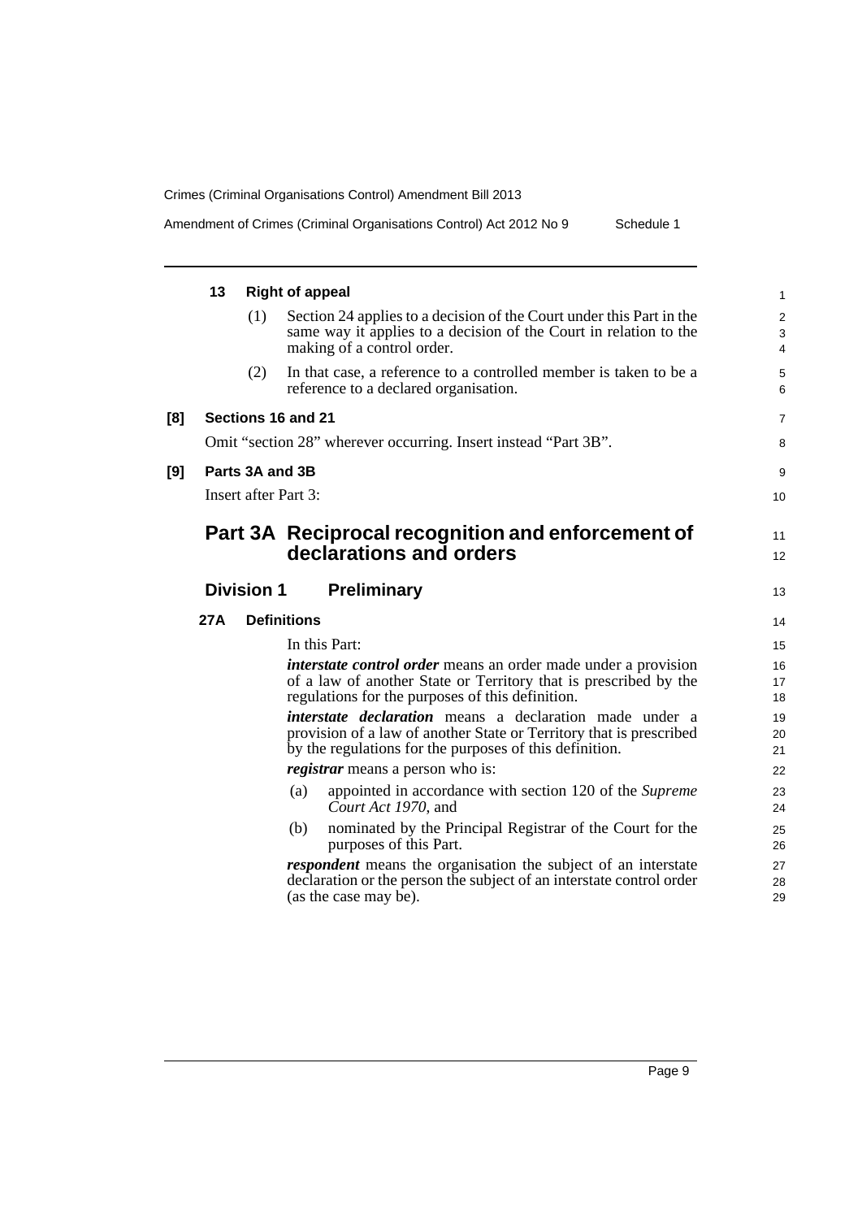**13 Right of appeal**

(1) Section 24 applies to a decision of the Court under this Part in the same way it applies to a decision of the Court in relation to the making of a control order.

(2) In that case, a reference to a controlled member is taken to be a reference to a declared organisation.

**[8] Sections 16 and 21**

Omit "section 28" wherever occurring. Insert instead "Part 3B".

**[9] Parts 3A and 3B**

Insert after Part 3:

## Part 3A Reciprocal recognition and enforcement of declarations and orders

### Division 1 Preliminary

**27A Definitions**

In this Part:

***interstate control order*** means an order made under a provision of a law of another State or Territory that is prescribed by the regulations for the purposes of this definition.

***interstate declaration*** means a declaration made under a provision of a law of another State or Territory that is prescribed by the regulations for the purposes of this definition.

***registrar*** means a person who is:

(a) appointed in accordance with section 120 of the *Supreme Court Act 1970*, and

(b) nominated by the Principal Registrar of the Court for the purposes of this Part.

***respondent*** means the organisation the subject of an interstate declaration or the person the subject of an interstate control order (as the case may be).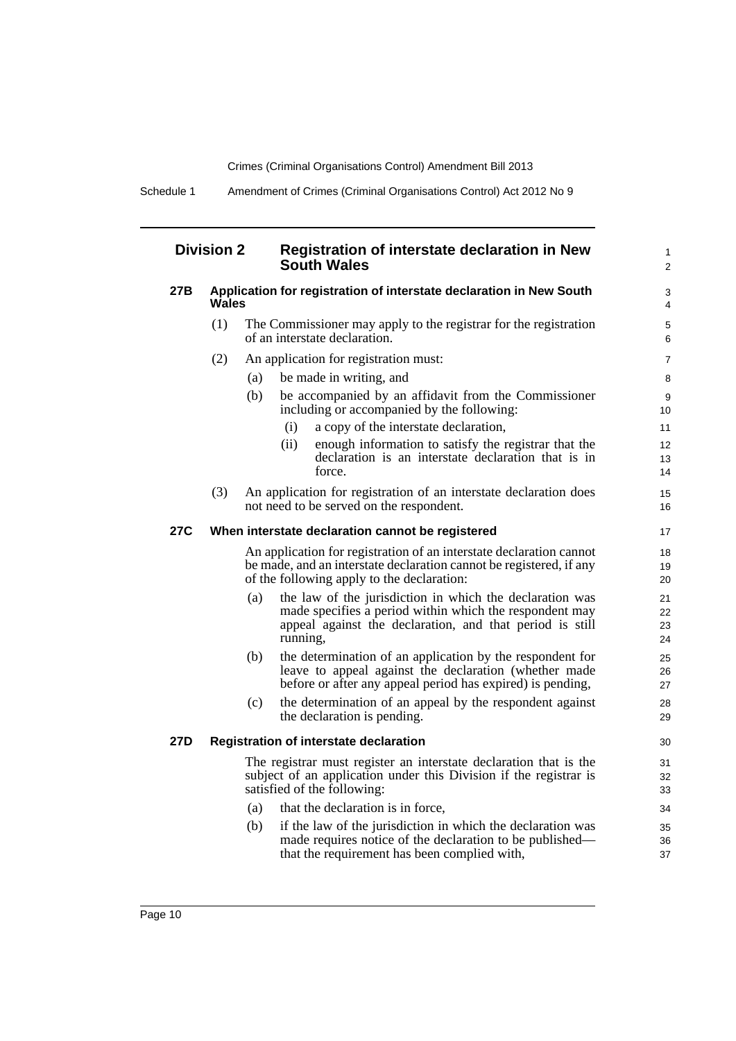## Division 2 Registration of interstate declaration in New South Wales

### 27B Application for registration of interstate declaration in New South Wales

(1) The Commissioner may apply to the registrar for the registration of an interstate declaration.

(2) An application for registration must:

(a) be made in writing, and

(b) be accompanied by an affidavit from the Commissioner including or accompanied by the following:

(i) a copy of the interstate declaration,

(ii) enough information to satisfy the registrar that the declaration is an interstate declaration that is in force.

(3) An application for registration of an interstate declaration does not need to be served on the respondent.

### 27C When interstate declaration cannot be registered

An application for registration of an interstate declaration cannot be made, and an interstate declaration cannot be registered, if any of the following apply to the declaration:

(a) the law of the jurisdiction in which the declaration was made specifies a period within which the respondent may appeal against the declaration, and that period is still running,

(b) the determination of an application by the respondent for leave to appeal against the declaration (whether made before or after any appeal period has expired) is pending,

(c) the determination of an appeal by the respondent against the declaration is pending.

### 27D Registration of interstate declaration

The registrar must register an interstate declaration that is the subject of an application under this Division if the registrar is satisfied of the following:

(a) that the declaration is in force,

(b) if the law of the jurisdiction in which the declaration was made requires notice of the declaration to be published—that the requirement has been complied with,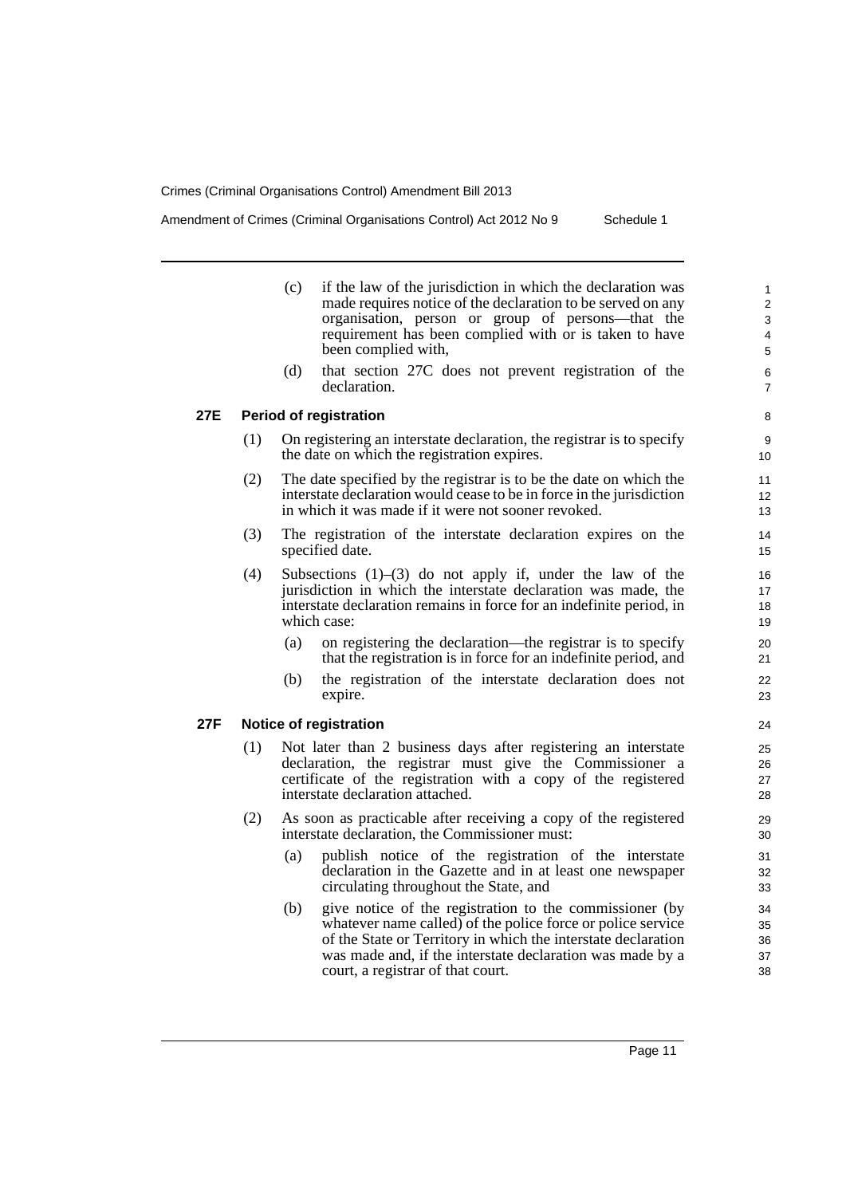(c) if the law of the jurisdiction in which the declaration was made requires notice of the declaration to be served on any organisation, person or group of persons—that the requirement has been complied with or is taken to have been complied with,

(d) that section 27C does not prevent registration of the declaration.

### 27E Period of registration

(1) On registering an interstate declaration, the registrar is to specify the date on which the registration expires.

(2) The date specified by the registrar is to be the date on which the interstate declaration would cease to be in force in the jurisdiction in which it was made if it were not sooner revoked.

(3) The registration of the interstate declaration expires on the specified date.

(4) Subsections (1)–(3) do not apply if, under the law of the jurisdiction in which the interstate declaration was made, the interstate declaration remains in force for an indefinite period, in which case:

(a) on registering the declaration—the registrar is to specify that the registration is in force for an indefinite period, and

(b) the registration of the interstate declaration does not expire.

### 27F Notice of registration

(1) Not later than 2 business days after registering an interstate declaration, the registrar must give the Commissioner a certificate of the registration with a copy of the registered interstate declaration attached.

(2) As soon as practicable after receiving a copy of the registered interstate declaration, the Commissioner must:

(a) publish notice of the registration of the interstate declaration in the Gazette and in at least one newspaper circulating throughout the State, and

(b) give notice of the registration to the commissioner (by whatever name called) of the police force or police service of the State or Territory in which the interstate declaration was made and, if the interstate declaration was made by a court, a registrar of that court.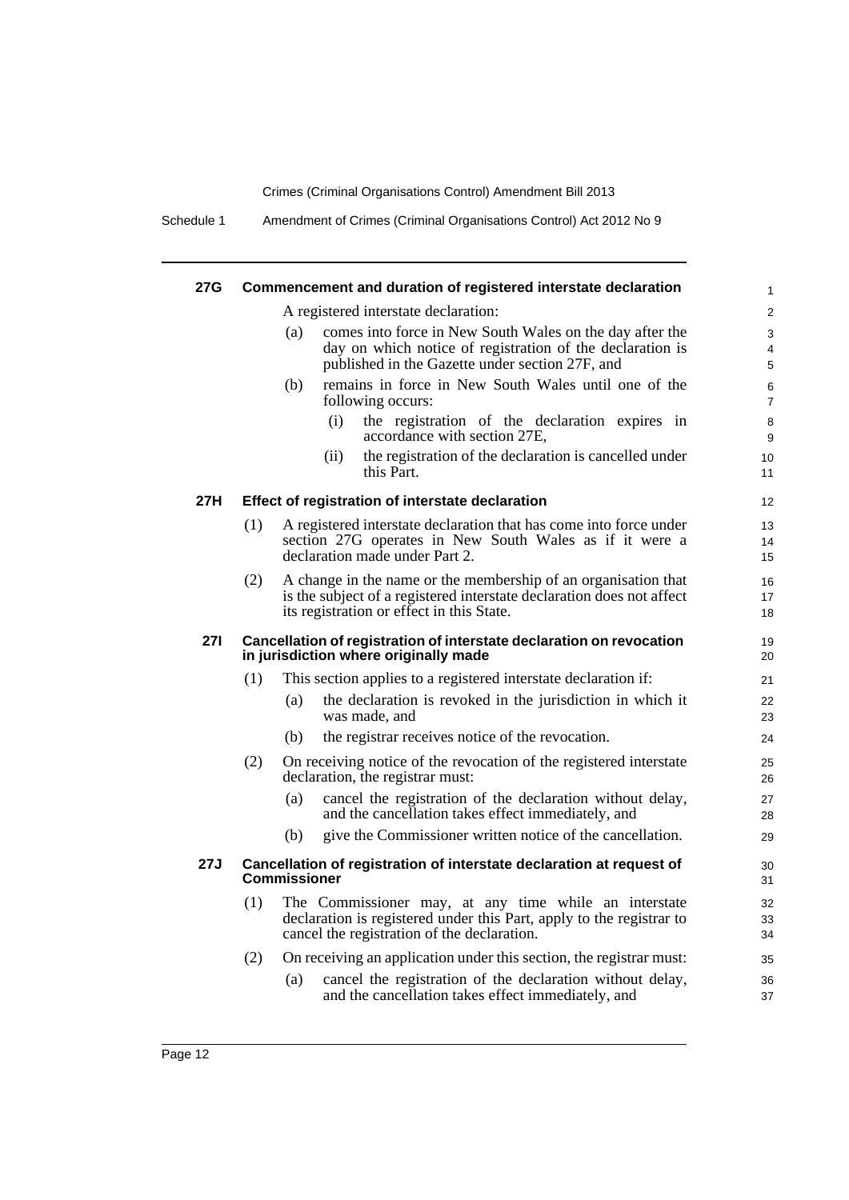#### 27G Commencement and duration of registered interstate declaration

A registered interstate declaration:

(a) comes into force in New South Wales on the day after the day on which notice of registration of the declaration is published in the Gazette under section 27F, and

(b) remains in force in New South Wales until one of the following occurs:

(i) the registration of the declaration expires in accordance with section 27E,

(ii) the registration of the declaration is cancelled under this Part.

#### 27H Effect of registration of interstate declaration

(1) A registered interstate declaration that has come into force under section 27G operates in New South Wales as if it were a declaration made under Part 2.

(2) A change in the name or the membership of an organisation that is the subject of a registered interstate declaration does not affect its registration or effect in this State.

#### 27I Cancellation of registration of interstate declaration on revocation in jurisdiction where originally made

(1) This section applies to a registered interstate declaration if:

(a) the declaration is revoked in the jurisdiction in which it was made, and

(b) the registrar receives notice of the revocation.

(2) On receiving notice of the revocation of the registered interstate declaration, the registrar must:

(a) cancel the registration of the declaration without delay, and the cancellation takes effect immediately, and

(b) give the Commissioner written notice of the cancellation.

#### 27J Cancellation of registration of interstate declaration at request of Commissioner

(1) The Commissioner may, at any time while an interstate declaration is registered under this Part, apply to the registrar to cancel the registration of the declaration.

(2) On receiving an application under this section, the registrar must:

(a) cancel the registration of the declaration without delay, and the cancellation takes effect immediately, and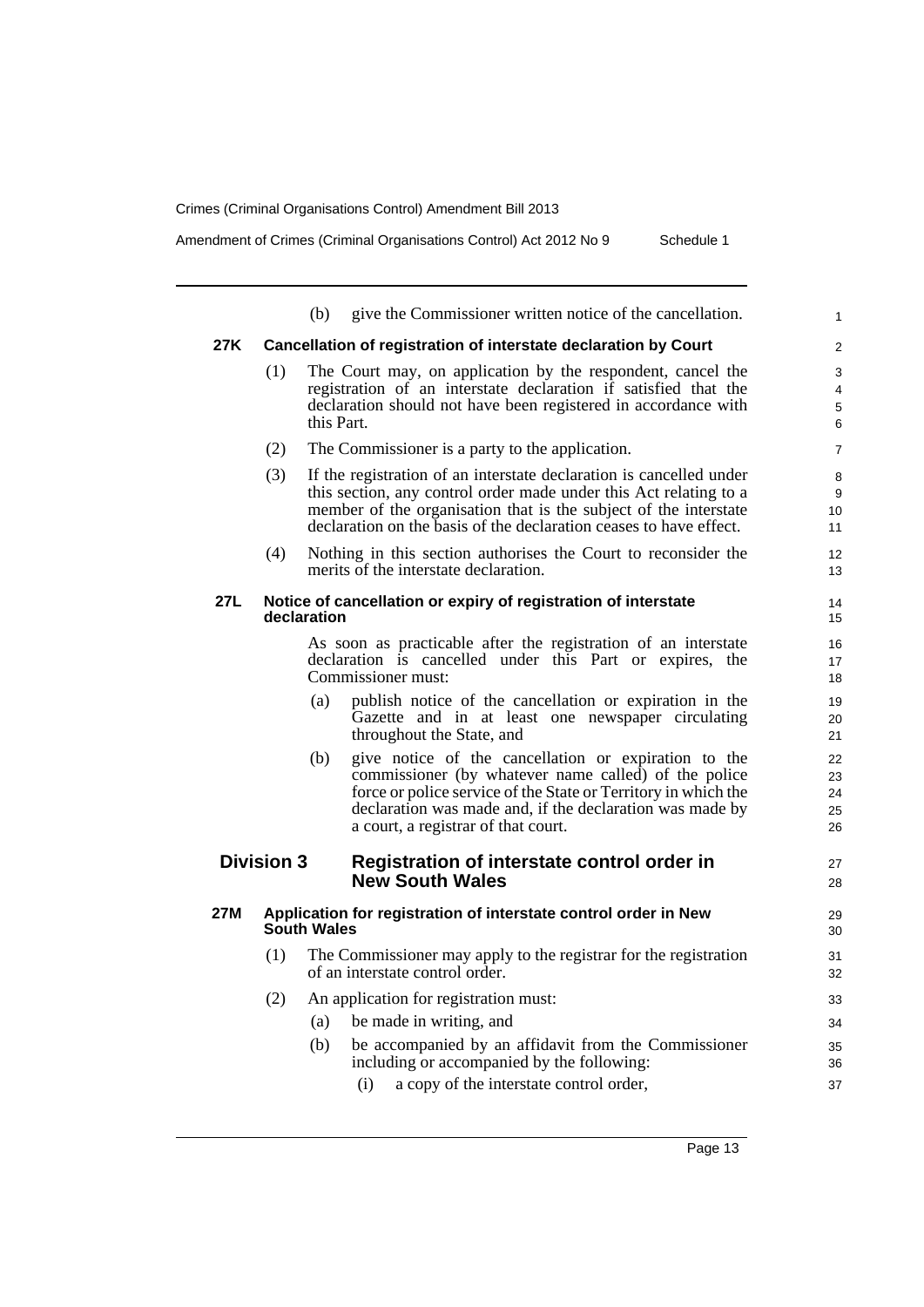(b) give the Commissioner written notice of the cancellation.

**27K Cancellation of registration of interstate declaration by Court**

(1) The Court may, on application by the respondent, cancel the registration of an interstate declaration if satisfied that the declaration should not have been registered in accordance with this Part.

(2) The Commissioner is a party to the application.

(3) If the registration of an interstate declaration is cancelled under this section, any control order made under this Act relating to a member of the organisation that is the subject of the interstate declaration on the basis of the declaration ceases to have effect.

(4) Nothing in this section authorises the Court to reconsider the merits of the interstate declaration.

**27L Notice of cancellation or expiry of registration of interstate declaration**

As soon as practicable after the registration of an interstate declaration is cancelled under this Part or expires, the Commissioner must:

(a) publish notice of the cancellation or expiration in the Gazette and in at least one newspaper circulating throughout the State, and

(b) give notice of the cancellation or expiration to the commissioner (by whatever name called) of the police force or police service of the State or Territory in which the declaration was made and, if the declaration was made by a court, a registrar of that court.

## Division 3 Registration of interstate control order in New South Wales

**27M Application for registration of interstate control order in New South Wales**

(1) The Commissioner may apply to the registrar for the registration of an interstate control order.

(2) An application for registration must:

(a) be made in writing, and

(b) be accompanied by an affidavit from the Commissioner including or accompanied by the following:

(i) a copy of the interstate control order,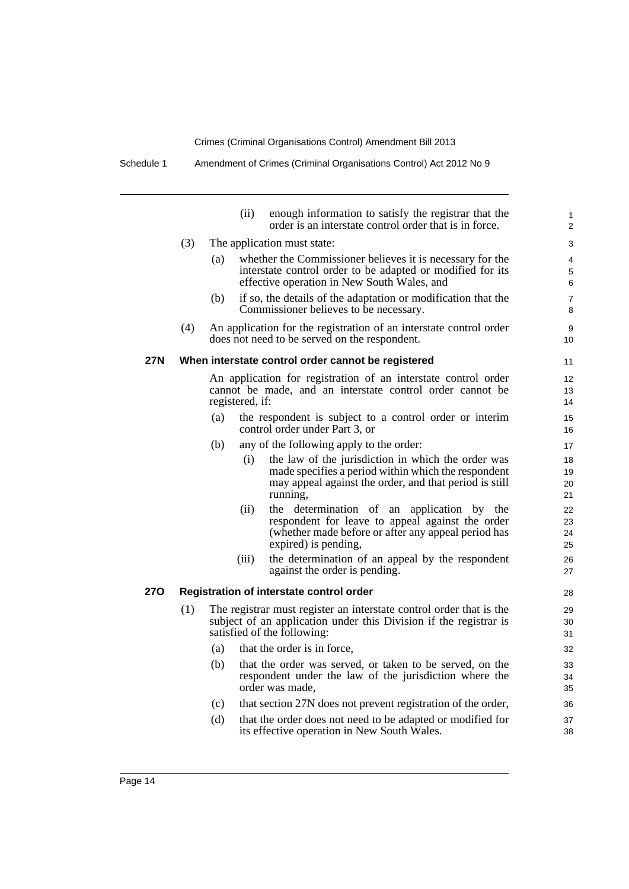(ii) enough information to satisfy the registrar that the order is an interstate control order that is in force.

(3) The application must state:

(a) whether the Commissioner believes it is necessary for the interstate control order to be adapted or modified for its effective operation in New South Wales, and

(b) if so, the details of the adaptation or modification that the Commissioner believes to be necessary.

(4) An application for the registration of an interstate control order does not need to be served on the respondent.

### 27N When interstate control order cannot be registered

An application for registration of an interstate control order cannot be made, and an interstate control order cannot be registered, if:

(a) the respondent is subject to a control order or interim control order under Part 3, or

(b) any of the following apply to the order:

(i) the law of the jurisdiction in which the order was made specifies a period within which the respondent may appeal against the order, and that period is still running,

(ii) the determination of an application by the respondent for leave to appeal against the order (whether made before or after any appeal period has expired) is pending,

(iii) the determination of an appeal by the respondent against the order is pending.

### 27O Registration of interstate control order

(1) The registrar must register an interstate control order that is the subject of an application under this Division if the registrar is satisfied of the following:

(a) that the order is in force,

(b) that the order was served, or taken to be served, on the respondent under the law of the jurisdiction where the order was made,

(c) that section 27N does not prevent registration of the order,

(d) that the order does not need to be adapted or modified for its effective operation in New South Wales.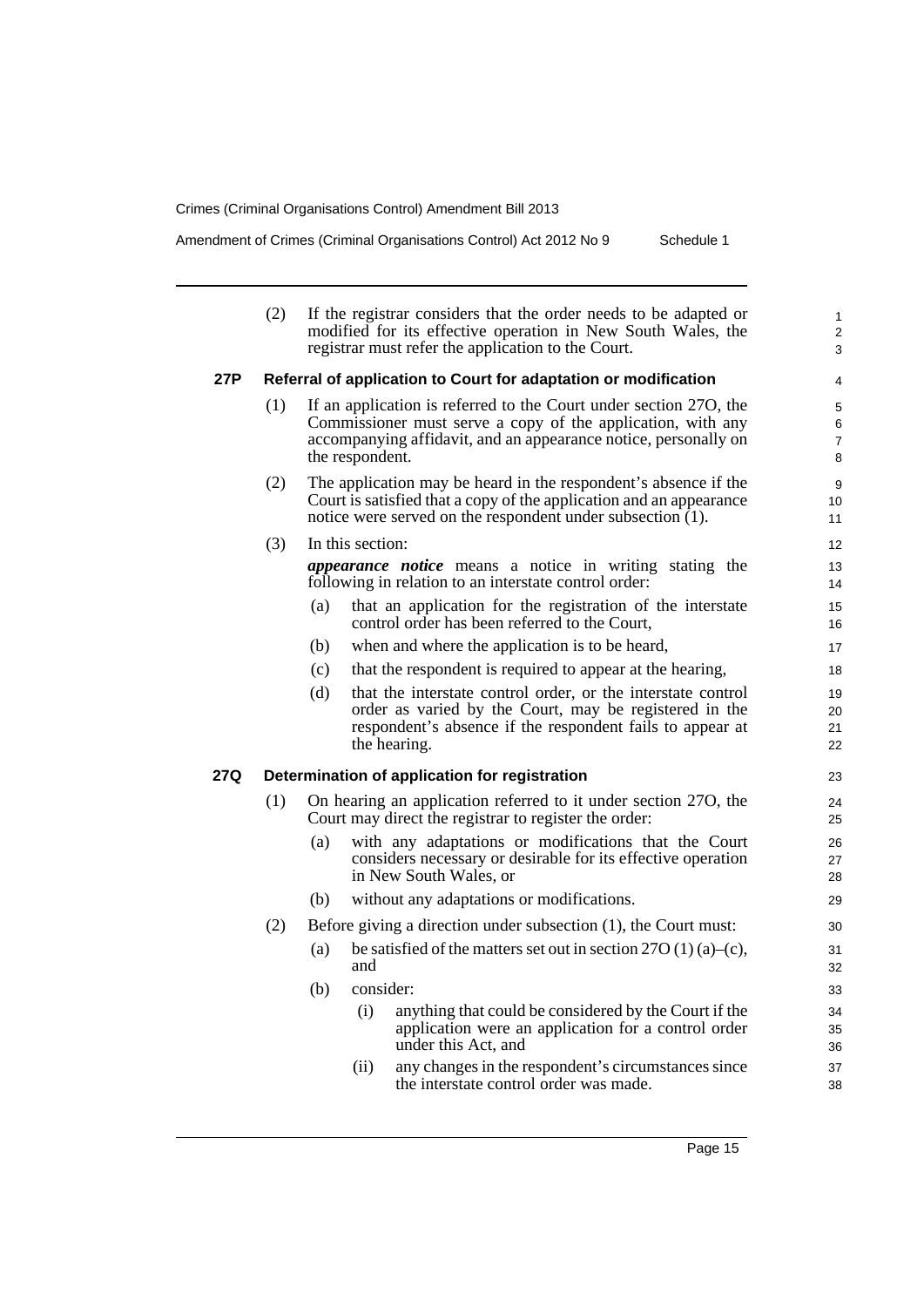(2) If the registrar considers that the order needs to be adapted or modified for its effective operation in New South Wales, the registrar must refer the application to the Court.

### 27P Referral of application to Court for adaptation or modification

(1) If an application is referred to the Court under section 27O, the Commissioner must serve a copy of the application, with any accompanying affidavit, and an appearance notice, personally on the respondent.

(2) The application may be heard in the respondent's absence if the Court is satisfied that a copy of the application and an appearance notice were served on the respondent under subsection (1).

(3) In this section:

***appearance notice*** means a notice in writing stating the following in relation to an interstate control order:

(a) that an application for the registration of the interstate control order has been referred to the Court,

(b) when and where the application is to be heard,

(c) that the respondent is required to appear at the hearing,

(d) that the interstate control order, or the interstate control order as varied by the Court, may be registered in the respondent's absence if the respondent fails to appear at the hearing.

### 27Q Determination of application for registration

(1) On hearing an application referred to it under section 27O, the Court may direct the registrar to register the order:

(a) with any adaptations or modifications that the Court considers necessary or desirable for its effective operation in New South Wales, or

(b) without any adaptations or modifications.

(2) Before giving a direction under subsection (1), the Court must:

(a) be satisfied of the matters set out in section 27O (1) (a)–(c), and

(b) consider:

(i) anything that could be considered by the Court if the application were an application for a control order under this Act, and

(ii) any changes in the respondent's circumstances since the interstate control order was made.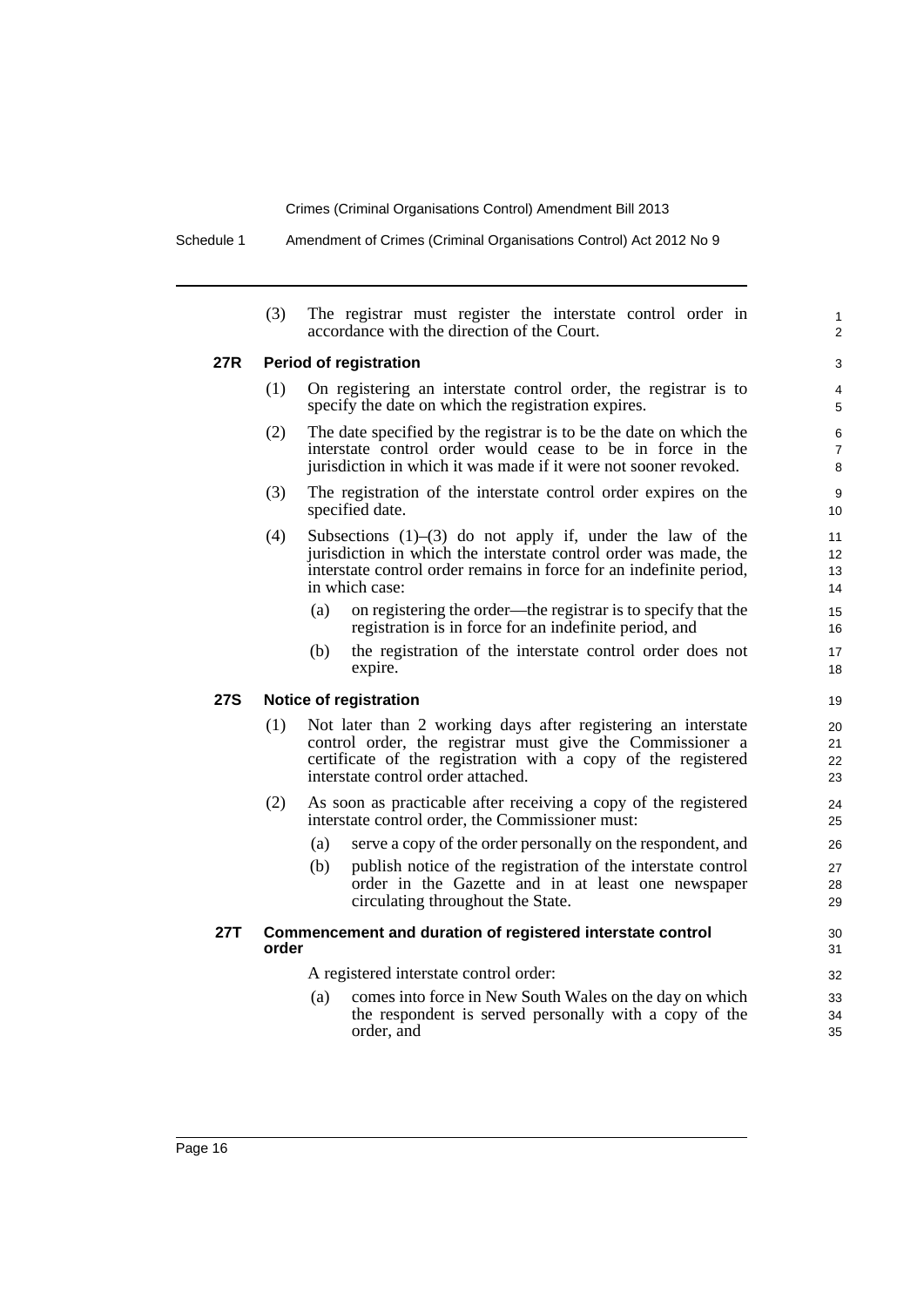(3) The registrar must register the interstate control order in accordance with the direction of the Court.

### 27R Period of registration

(1) On registering an interstate control order, the registrar is to specify the date on which the registration expires.

(2) The date specified by the registrar is to be the date on which the interstate control order would cease to be in force in the jurisdiction in which it was made if it were not sooner revoked.

(3) The registration of the interstate control order expires on the specified date.

(4) Subsections (1)–(3) do not apply if, under the law of the jurisdiction in which the interstate control order was made, the interstate control order remains in force for an indefinite period, in which case:

- (a) on registering the order—the registrar is to specify that the registration is in force for an indefinite period, and
- (b) the registration of the interstate control order does not expire.

### 27S Notice of registration

(1) Not later than 2 working days after registering an interstate control order, the registrar must give the Commissioner a certificate of the registration with a copy of the registered interstate control order attached.

(2) As soon as practicable after receiving a copy of the registered interstate control order, the Commissioner must:

- (a) serve a copy of the order personally on the respondent, and
- (b) publish notice of the registration of the interstate control order in the Gazette and in at least one newspaper circulating throughout the State.

### 27T Commencement and duration of registered interstate control order

A registered interstate control order:

- (a) comes into force in New South Wales on the day on which the respondent is served personally with a copy of the order, and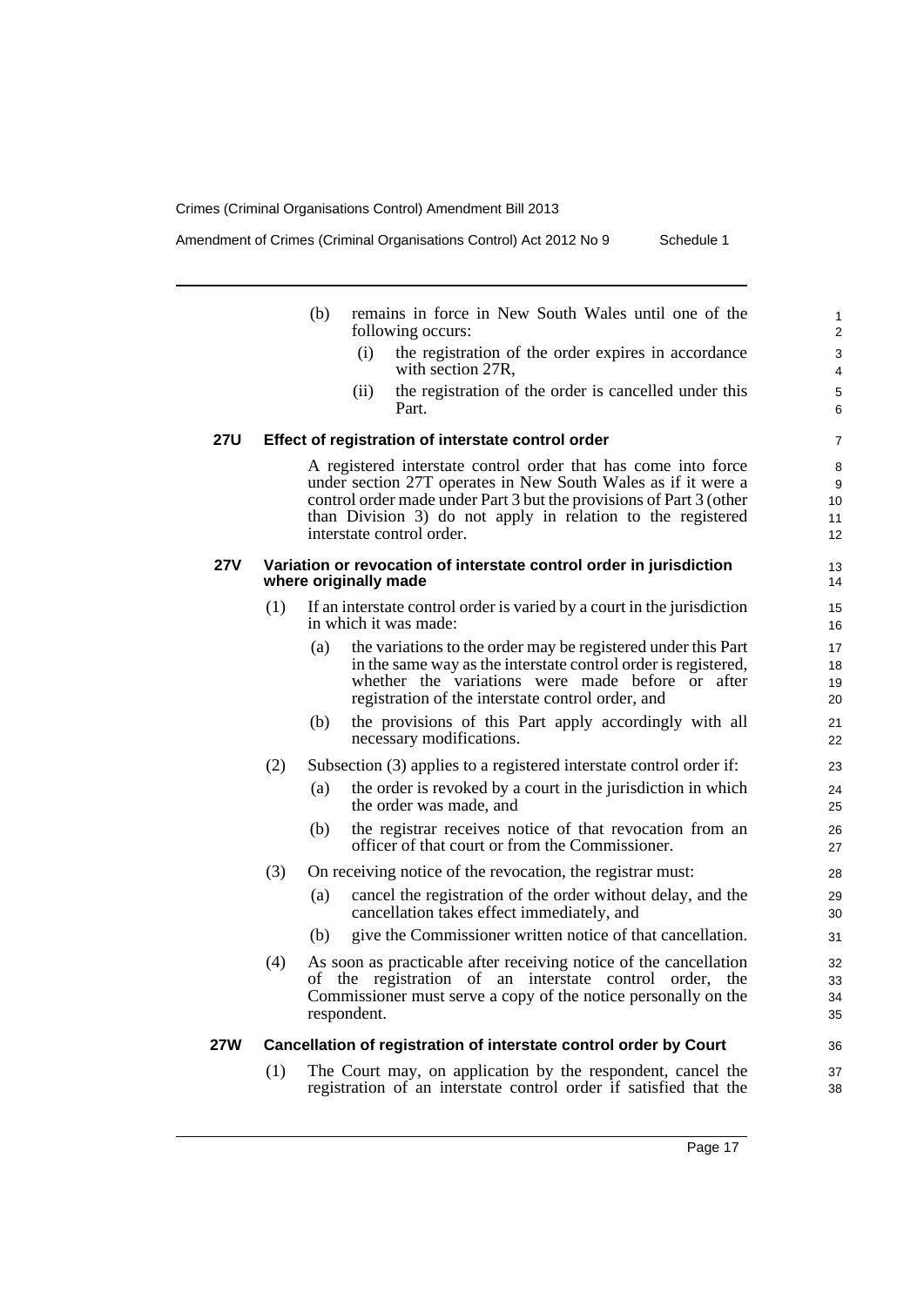(b) remains in force in New South Wales until one of the following occurs:

(i) the registration of the order expires in accordance with section 27R,

(ii) the registration of the order is cancelled under this Part.

**27U Effect of registration of interstate control order**

A registered interstate control order that has come into force under section 27T operates in New South Wales as if it were a control order made under Part 3 but the provisions of Part 3 (other than Division 3) do not apply in relation to the registered interstate control order.

**27V Variation or revocation of interstate control order in jurisdiction where originally made**

(1) If an interstate control order is varied by a court in the jurisdiction in which it was made:

(a) the variations to the order may be registered under this Part in the same way as the interstate control order is registered, whether the variations were made before or after registration of the interstate control order, and

(b) the provisions of this Part apply accordingly with all necessary modifications.

(2) Subsection (3) applies to a registered interstate control order if:

(a) the order is revoked by a court in the jurisdiction in which the order was made, and

(b) the registrar receives notice of that revocation from an officer of that court or from the Commissioner.

(3) On receiving notice of the revocation, the registrar must:

(a) cancel the registration of the order without delay, and the cancellation takes effect immediately, and

(b) give the Commissioner written notice of that cancellation.

(4) As soon as practicable after receiving notice of the cancellation of the registration of an interstate control order, the Commissioner must serve a copy of the notice personally on the respondent.

**27W Cancellation of registration of interstate control order by Court**

(1) The Court may, on application by the respondent, cancel the registration of an interstate control order if satisfied that the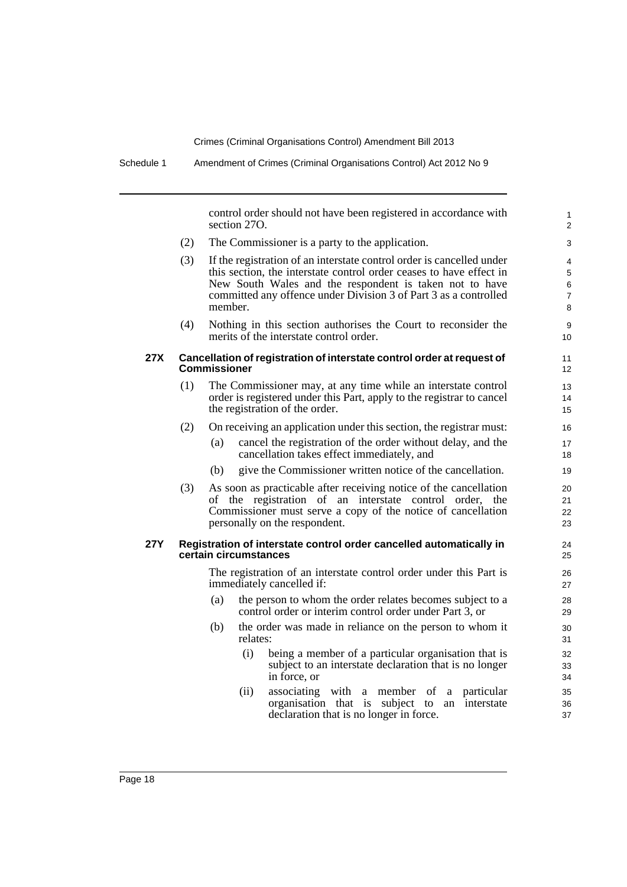control order should not have been registered in accordance with section 27O.

(2) The Commissioner is a party to the application.

(3) If the registration of an interstate control order is cancelled under this section, the interstate control order ceases to have effect in New South Wales and the respondent is taken not to have committed any offence under Division 3 of Part 3 as a controlled member.

(4) Nothing in this section authorises the Court to reconsider the merits of the interstate control order.

**27X Cancellation of registration of interstate control order at request of Commissioner**

(1) The Commissioner may, at any time while an interstate control order is registered under this Part, apply to the registrar to cancel the registration of the order.

(2) On receiving an application under this section, the registrar must:

(a) cancel the registration of the order without delay, and the cancellation takes effect immediately, and

(b) give the Commissioner written notice of the cancellation.

(3) As soon as practicable after receiving notice of the cancellation of the registration of an interstate control order, the Commissioner must serve a copy of the notice of cancellation personally on the respondent.

**27Y Registration of interstate control order cancelled automatically in certain circumstances**

The registration of an interstate control order under this Part is immediately cancelled if:

(a) the person to whom the order relates becomes subject to a control order or interim control order under Part 3, or

(b) the order was made in reliance on the person to whom it relates:

(i) being a member of a particular organisation that is subject to an interstate declaration that is no longer in force, or

(ii) associating with a member of a particular organisation that is subject to an interstate declaration that is no longer in force.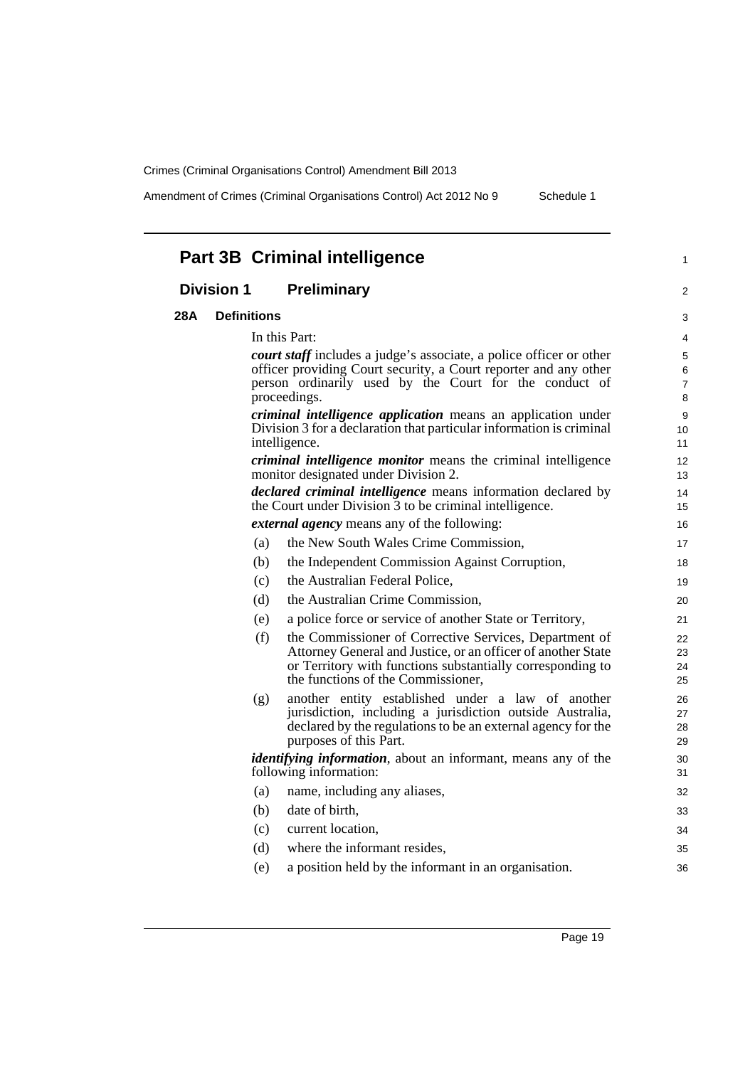## Part 3B Criminal intelligence

### Division 1 Preliminary

**28A Definitions**

In this Part:

***court staff*** includes a judge's associate, a police officer or other officer providing Court security, a Court reporter and any other person ordinarily used by the Court for the conduct of proceedings.

***criminal intelligence application*** means an application under Division 3 for a declaration that particular information is criminal intelligence.

***criminal intelligence monitor*** means the criminal intelligence monitor designated under Division 2.

***declared criminal intelligence*** means information declared by the Court under Division 3 to be criminal intelligence.

***external agency*** means any of the following:

(a) the New South Wales Crime Commission,

(b) the Independent Commission Against Corruption,

(c) the Australian Federal Police,

(d) the Australian Crime Commission,

(e) a police force or service of another State or Territory,

(f) the Commissioner of Corrective Services, Department of Attorney General and Justice, or an officer of another State or Territory with functions substantially corresponding to the functions of the Commissioner,

(g) another entity established under a law of another jurisdiction, including a jurisdiction outside Australia, declared by the regulations to be an external agency for the purposes of this Part.

***identifying information***, about an informant, means any of the following information:

(a) name, including any aliases,

(b) date of birth,

(c) current location,

(d) where the informant resides,

(e) a position held by the informant in an organisation.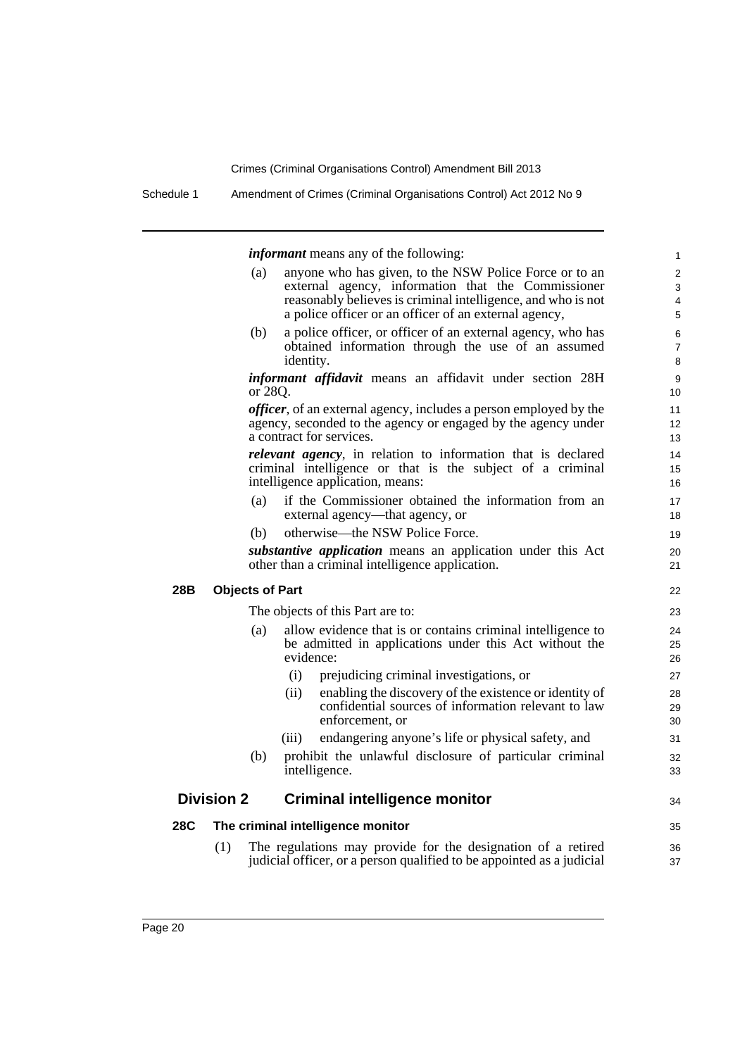***informant*** means any of the following:

(a) anyone who has given, to the NSW Police Force or to an external agency, information that the Commissioner reasonably believes is criminal intelligence, and who is not a police officer or an officer of an external agency,

(b) a police officer, or officer of an external agency, who has obtained information through the use of an assumed identity.

***informant affidavit*** means an affidavit under section 28H or 28Q.

***officer***, of an external agency, includes a person employed by the agency, seconded to the agency or engaged by the agency under a contract for services.

***relevant agency***, in relation to information that is declared criminal intelligence or that is the subject of a criminal intelligence application, means:

(a) if the Commissioner obtained the information from an external agency—that agency, or

(b) otherwise—the NSW Police Force.

***substantive application*** means an application under this Act other than a criminal intelligence application.

**28B Objects of Part**

The objects of this Part are to:

(a) allow evidence that is or contains criminal intelligence to be admitted in applications under this Act without the evidence:

(i) prejudicing criminal investigations, or

(ii) enabling the discovery of the existence or identity of confidential sources of information relevant to law enforcement, or

(iii) endangering anyone's life or physical safety, and

(b) prohibit the unlawful disclosure of particular criminal intelligence.

## Division 2 Criminal intelligence monitor

**28C The criminal intelligence monitor**

(1) The regulations may provide for the designation of a retired judicial officer, or a person qualified to be appointed as a judicial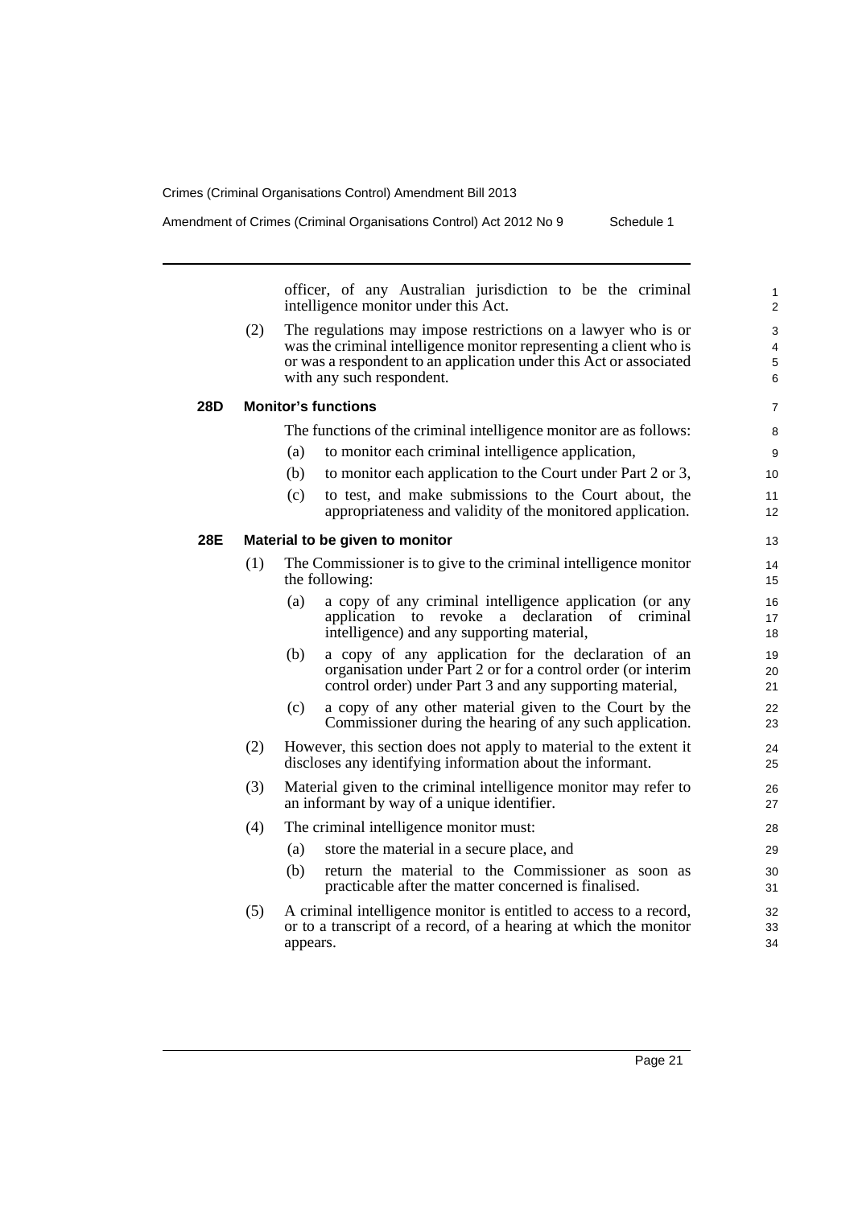officer, of any Australian jurisdiction to be the criminal intelligence monitor under this Act.

(2) The regulations may impose restrictions on a lawyer who is or was the criminal intelligence monitor representing a client who is or was a respondent to an application under this Act or associated with any such respondent.

**28D Monitor's functions**

The functions of the criminal intelligence monitor are as follows:

(a) to monitor each criminal intelligence application,

(b) to monitor each application to the Court under Part 2 or 3,

(c) to test, and make submissions to the Court about, the appropriateness and validity of the monitored application.

**28E Material to be given to monitor**

(1) The Commissioner is to give to the criminal intelligence monitor the following:

(a) a copy of any criminal intelligence application (or any application to revoke a declaration of criminal intelligence) and any supporting material,

(b) a copy of any application for the declaration of an organisation under Part 2 or for a control order (or interim control order) under Part 3 and any supporting material,

(c) a copy of any other material given to the Court by the Commissioner during the hearing of any such application.

(2) However, this section does not apply to material to the extent it discloses any identifying information about the informant.

(3) Material given to the criminal intelligence monitor may refer to an informant by way of a unique identifier.

(4) The criminal intelligence monitor must:

(a) store the material in a secure place, and

(b) return the material to the Commissioner as soon as practicable after the matter concerned is finalised.

(5) A criminal intelligence monitor is entitled to access to a record, or to a transcript of a record, of a hearing at which the monitor appears.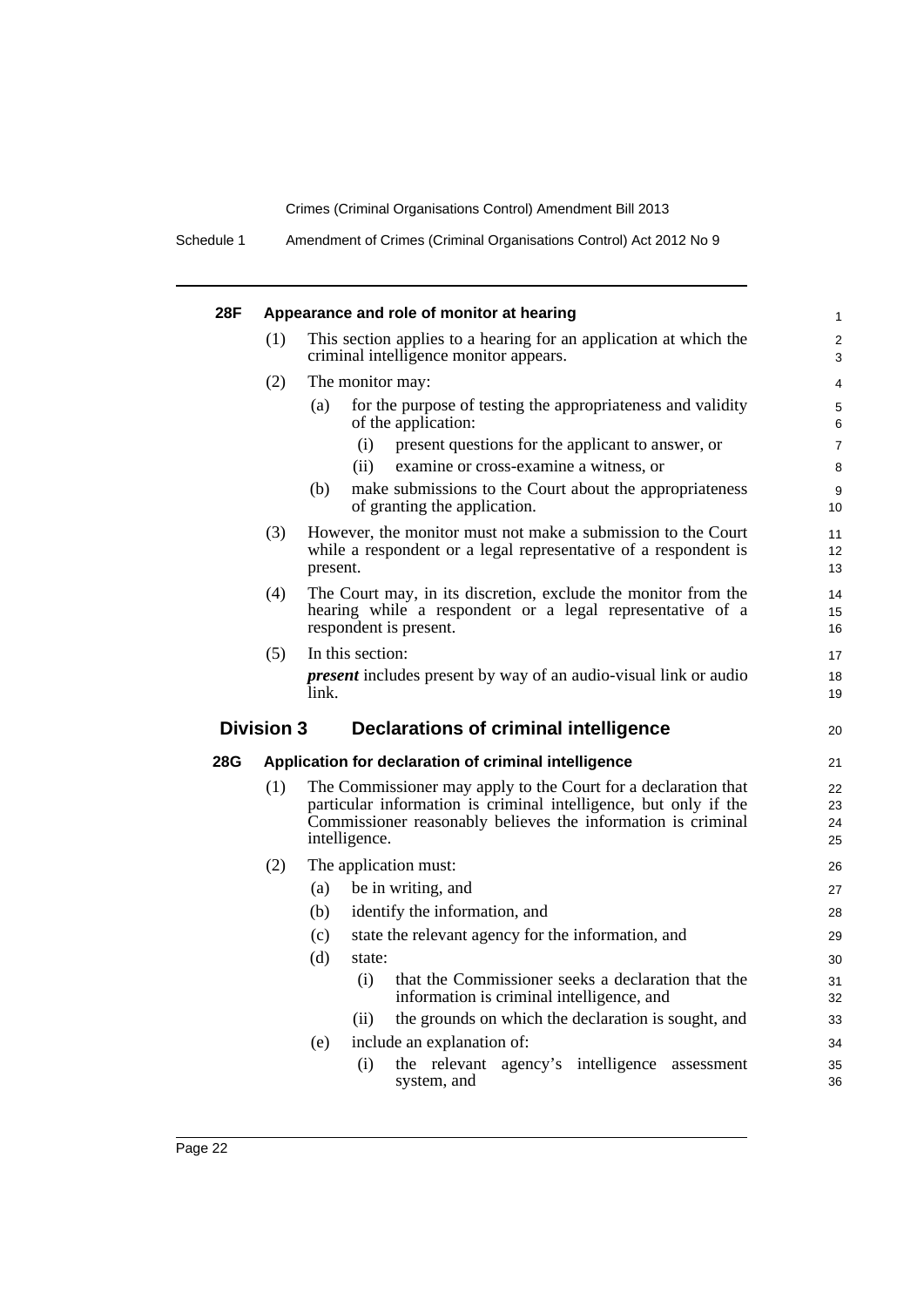**28F Appearance and role of monitor at hearing**

(1) This section applies to a hearing for an application at which the criminal intelligence monitor appears.

(2) The monitor may:

(a) for the purpose of testing the appropriateness and validity of the application:

(i) present questions for the applicant to answer, or

(ii) examine or cross-examine a witness, or

(b) make submissions to the Court about the appropriateness of granting the application.

(3) However, the monitor must not make a submission to the Court while a respondent or a legal representative of a respondent is present.

(4) The Court may, in its discretion, exclude the monitor from the hearing while a respondent or a legal representative of a respondent is present.

(5) In this section:

***present*** includes present by way of an audio-visual link or audio link.

## Division 3 Declarations of criminal intelligence

**28G Application for declaration of criminal intelligence**

(1) The Commissioner may apply to the Court for a declaration that particular information is criminal intelligence, but only if the Commissioner reasonably believes the information is criminal intelligence.

(2) The application must:

(a) be in writing, and

(b) identify the information, and

(c) state the relevant agency for the information, and

(d) state:

(i) that the Commissioner seeks a declaration that the information is criminal intelligence, and

(ii) the grounds on which the declaration is sought, and

(e) include an explanation of:

(i) the relevant agency's intelligence assessment system, and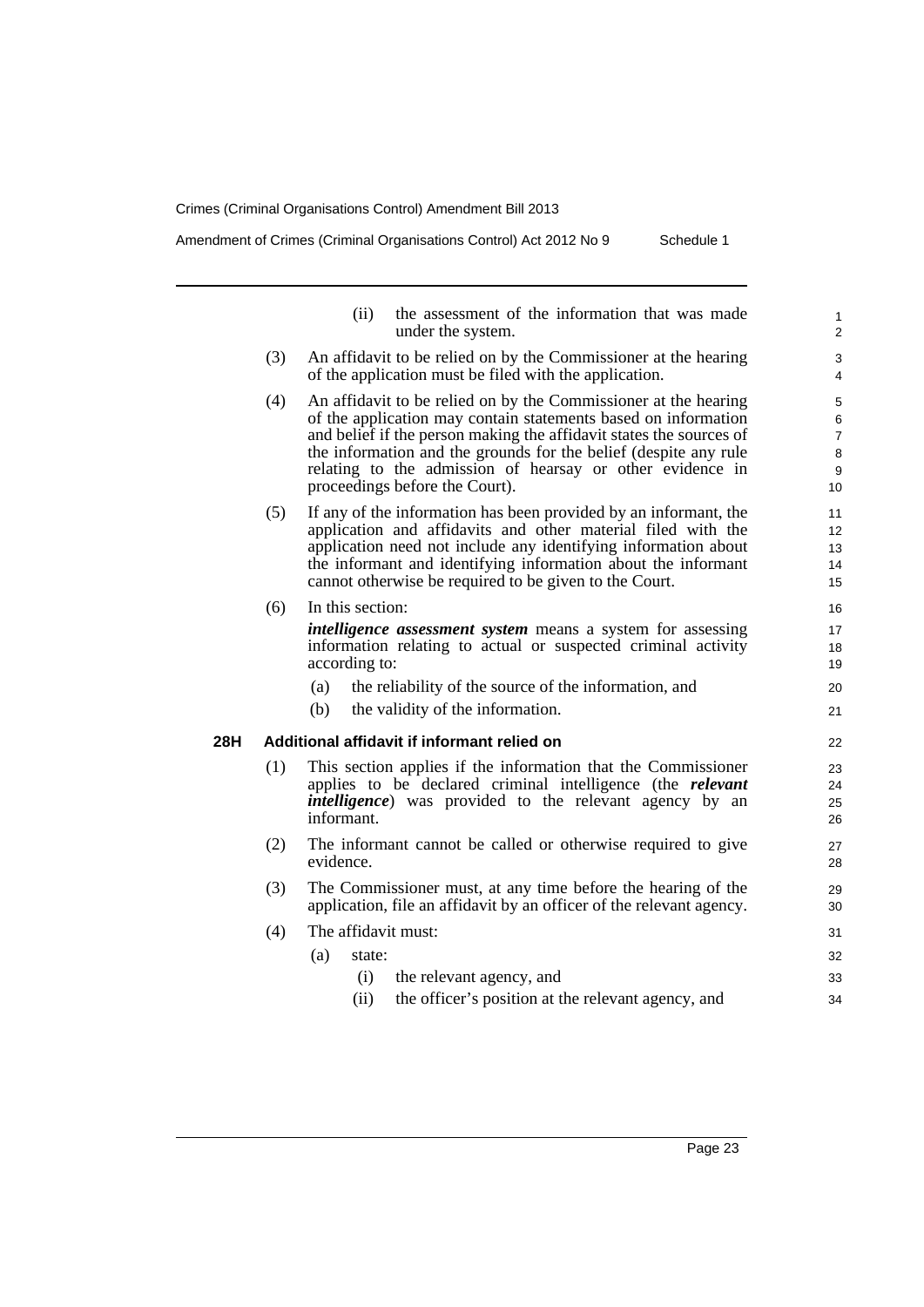(ii) the assessment of the information that was made under the system.

(3) An affidavit to be relied on by the Commissioner at the hearing of the application must be filed with the application.

(4) An affidavit to be relied on by the Commissioner at the hearing of the application may contain statements based on information and belief if the person making the affidavit states the sources of the information and the grounds for the belief (despite any rule relating to the admission of hearsay or other evidence in proceedings before the Court).

(5) If any of the information has been provided by an informant, the application and affidavits and other material filed with the application need not include any identifying information about the informant and identifying information about the informant cannot otherwise be required to be given to the Court.

(6) In this section:

***intelligence assessment system*** means a system for assessing information relating to actual or suspected criminal activity according to:

(a) the reliability of the source of the information, and

(b) the validity of the information.

**28H Additional affidavit if informant relied on**

(1) This section applies if the information that the Commissioner applies to be declared criminal intelligence (the ***relevant intelligence***) was provided to the relevant agency by an informant.

(2) The informant cannot be called or otherwise required to give evidence.

(3) The Commissioner must, at any time before the hearing of the application, file an affidavit by an officer of the relevant agency.

(4) The affidavit must:

(a) state:

(i) the relevant agency, and

(ii) the officer's position at the relevant agency, and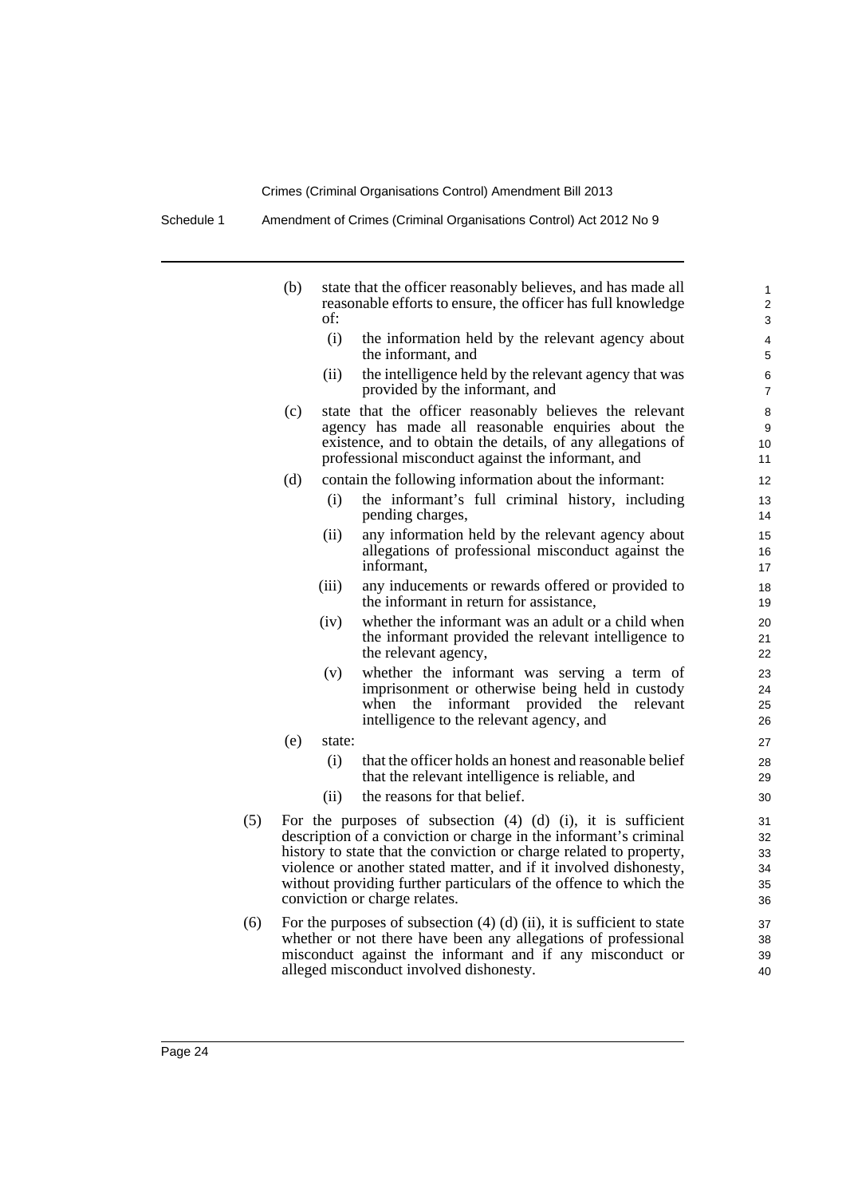(b) state that the officer reasonably believes, and has made all reasonable efforts to ensure, the officer has full knowledge of:

  (i) the information held by the relevant agency about the informant, and

  (ii) the intelligence held by the relevant agency that was provided by the informant, and

(c) state that the officer reasonably believes the relevant agency has made all reasonable enquiries about the existence, and to obtain the details, of any allegations of professional misconduct against the informant, and

(d) contain the following information about the informant:

  (i) the informant's full criminal history, including pending charges,

  (ii) any information held by the relevant agency about allegations of professional misconduct against the informant,

  (iii) any inducements or rewards offered or provided to the informant in return for assistance,

  (iv) whether the informant was an adult or a child when the informant provided the relevant intelligence to the relevant agency,

  (v) whether the informant was serving a term of imprisonment or otherwise being held in custody when the informant provided the relevant intelligence to the relevant agency, and

(e) state:

  (i) that the officer holds an honest and reasonable belief that the relevant intelligence is reliable, and

  (ii) the reasons for that belief.

(5) For the purposes of subsection (4) (d) (i), it is sufficient description of a conviction or charge in the informant's criminal history to state that the conviction or charge related to property, violence or another stated matter, and if it involved dishonesty, without providing further particulars of the offence to which the conviction or charge relates.

(6) For the purposes of subsection (4) (d) (ii), it is sufficient to state whether or not there have been any allegations of professional misconduct against the informant and if any misconduct or alleged misconduct involved dishonesty.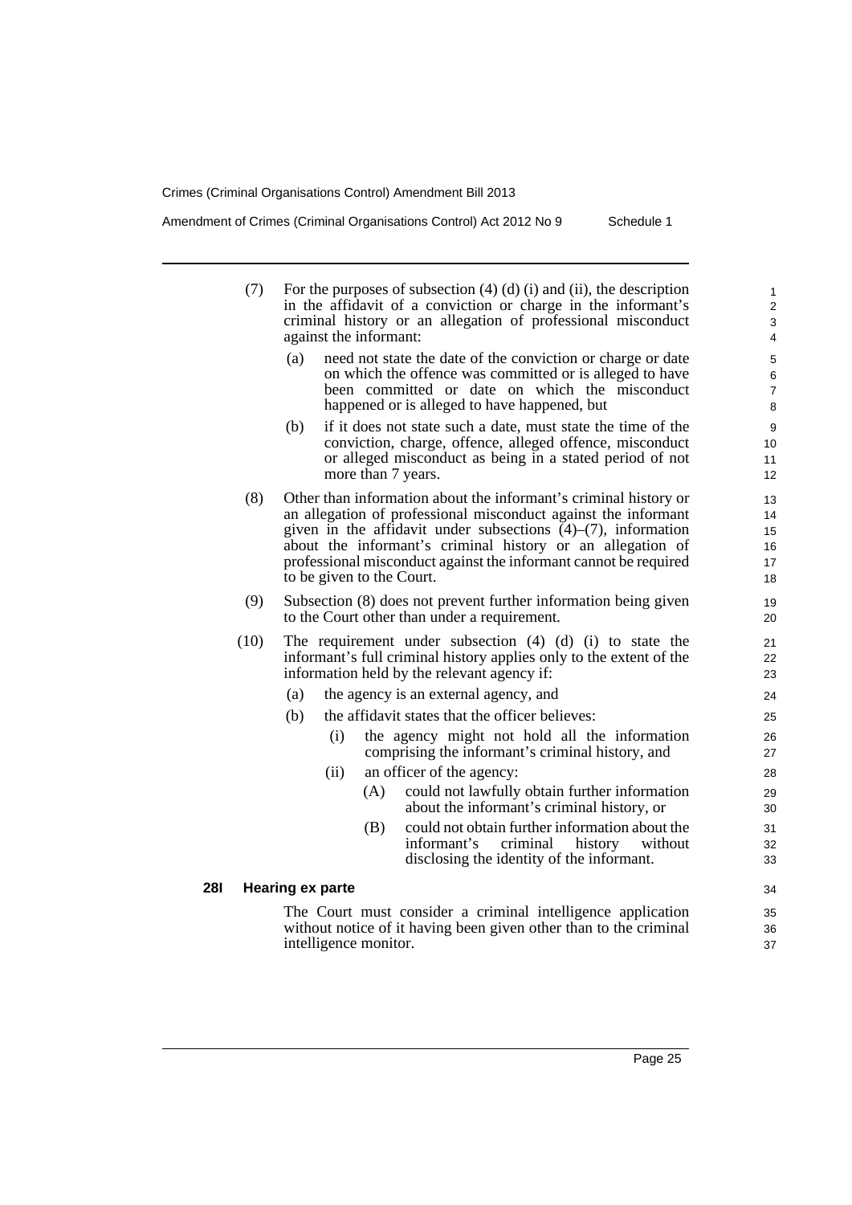(7) For the purposes of subsection (4) (d) (i) and (ii), the description in the affidavit of a conviction or charge in the informant's criminal history or an allegation of professional misconduct against the informant:

- (a) need not state the date of the conviction or charge or date on which the offence was committed or is alleged to have been committed or date on which the misconduct happened or is alleged to have happened, but
- (b) if it does not state such a date, must state the time of the conviction, charge, offence, alleged offence, misconduct or alleged misconduct as being in a stated period of not more than 7 years.

(8) Other than information about the informant's criminal history or an allegation of professional misconduct against the informant given in the affidavit under subsections (4)–(7), information about the informant's criminal history or an allegation of professional misconduct against the informant cannot be required to be given to the Court.

(9) Subsection (8) does not prevent further information being given to the Court other than under a requirement.

(10) The requirement under subsection (4) (d) (i) to state the informant's full criminal history applies only to the extent of the information held by the relevant agency if:

- (a) the agency is an external agency, and
- (b) the affidavit states that the officer believes:
  - (i) the agency might not hold all the information comprising the informant's criminal history, and
  - (ii) an officer of the agency:
    - (A) could not lawfully obtain further information about the informant's criminal history, or
    - (B) could not obtain further information about the informant's criminal history without disclosing the identity of the informant.

### 28I Hearing ex parte

The Court must consider a criminal intelligence application without notice of it having been given other than to the criminal intelligence monitor.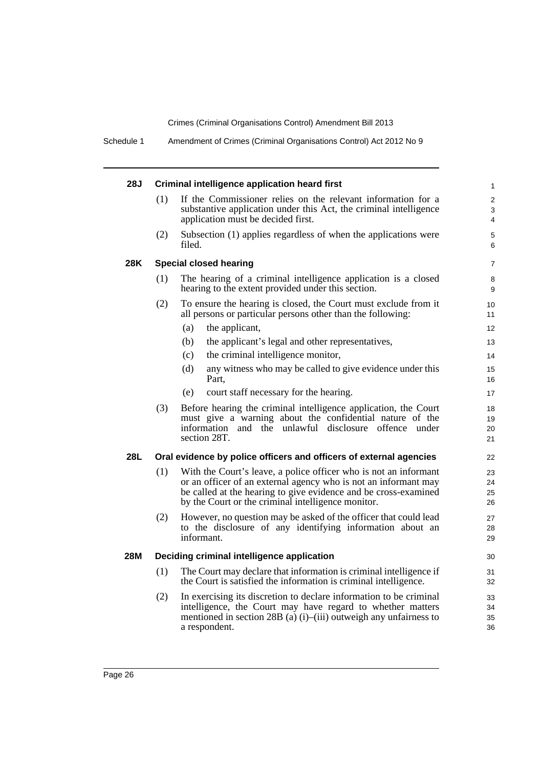**28J Criminal intelligence application heard first**

(1) If the Commissioner relies on the relevant information for a substantive application under this Act, the criminal intelligence application must be decided first.

(2) Subsection (1) applies regardless of when the applications were filed.

**28K Special closed hearing**

(1) The hearing of a criminal intelligence application is a closed hearing to the extent provided under this section.

(2) To ensure the hearing is closed, the Court must exclude from it all persons or particular persons other than the following:

(a) the applicant,

(b) the applicant's legal and other representatives,

(c) the criminal intelligence monitor,

(d) any witness who may be called to give evidence under this Part,

(e) court staff necessary for the hearing.

(3) Before hearing the criminal intelligence application, the Court must give a warning about the confidential nature of the information and the unlawful disclosure offence under section 28T.

**28L Oral evidence by police officers and officers of external agencies**

(1) With the Court's leave, a police officer who is not an informant or an officer of an external agency who is not an informant may be called at the hearing to give evidence and be cross-examined by the Court or the criminal intelligence monitor.

(2) However, no question may be asked of the officer that could lead to the disclosure of any identifying information about an informant.

**28M Deciding criminal intelligence application**

(1) The Court may declare that information is criminal intelligence if the Court is satisfied the information is criminal intelligence.

(2) In exercising its discretion to declare information to be criminal intelligence, the Court may have regard to whether matters mentioned in section 28B (a) (i)–(iii) outweigh any unfairness to a respondent.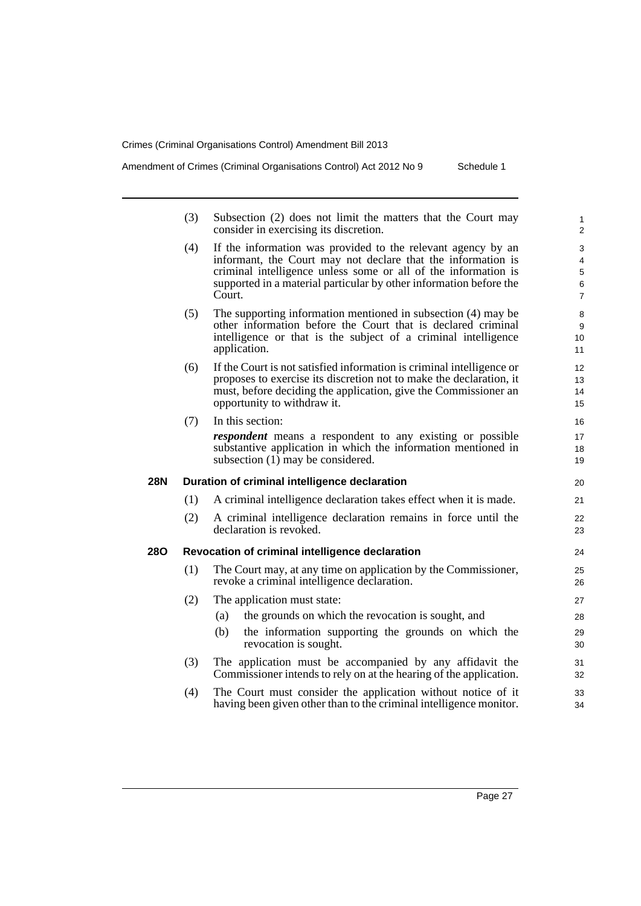(3) Subsection (2) does not limit the matters that the Court may consider in exercising its discretion.

(4) If the information was provided to the relevant agency by an informant, the Court may not declare that the information is criminal intelligence unless some or all of the information is supported in a material particular by other information before the Court.

(5) The supporting information mentioned in subsection (4) may be other information before the Court that is declared criminal intelligence or that is the subject of a criminal intelligence application.

(6) If the Court is not satisfied information is criminal intelligence or proposes to exercise its discretion not to make the declaration, it must, before deciding the application, give the Commissioner an opportunity to withdraw it.

(7) In this section:

***respondent*** means a respondent to any existing or possible substantive application in which the information mentioned in subsection (1) may be considered.

### 28N Duration of criminal intelligence declaration

(1) A criminal intelligence declaration takes effect when it is made.

(2) A criminal intelligence declaration remains in force until the declaration is revoked.

### 28O Revocation of criminal intelligence declaration

(1) The Court may, at any time on application by the Commissioner, revoke a criminal intelligence declaration.

(2) The application must state:

- (a) the grounds on which the revocation is sought, and
- (b) the information supporting the grounds on which the revocation is sought.

(3) The application must be accompanied by any affidavit the Commissioner intends to rely on at the hearing of the application.

(4) The Court must consider the application without notice of it having been given other than to the criminal intelligence monitor.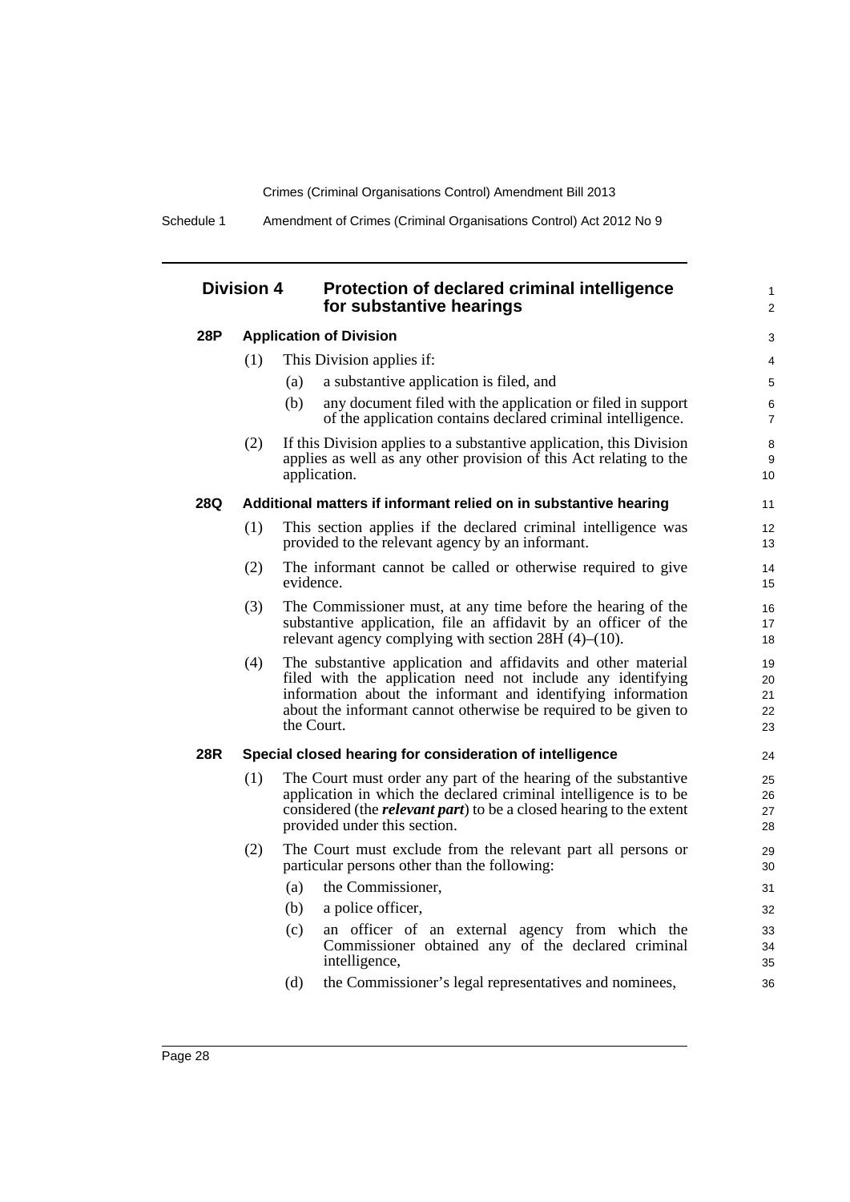## Division 4 Protection of declared criminal intelligence for substantive hearings

### 28P Application of Division

(1) This Division applies if:

(a) a substantive application is filed, and

(b) any document filed with the application or filed in support of the application contains declared criminal intelligence.

(2) If this Division applies to a substantive application, this Division applies as well as any other provision of this Act relating to the application.

### 28Q Additional matters if informant relied on in substantive hearing

(1) This section applies if the declared criminal intelligence was provided to the relevant agency by an informant.

(2) The informant cannot be called or otherwise required to give evidence.

(3) The Commissioner must, at any time before the hearing of the substantive application, file an affidavit by an officer of the relevant agency complying with section 28H (4)–(10).

(4) The substantive application and affidavits and other material filed with the application need not include any identifying information about the informant and identifying information about the informant cannot otherwise be required to be given to the Court.

### 28R Special closed hearing for consideration of intelligence

(1) The Court must order any part of the hearing of the substantive application in which the declared criminal intelligence is to be considered (the ***relevant part***) to be a closed hearing to the extent provided under this section.

(2) The Court must exclude from the relevant part all persons or particular persons other than the following:

(a) the Commissioner,

(b) a police officer,

(c) an officer of an external agency from which the Commissioner obtained any of the declared criminal intelligence,

(d) the Commissioner's legal representatives and nominees,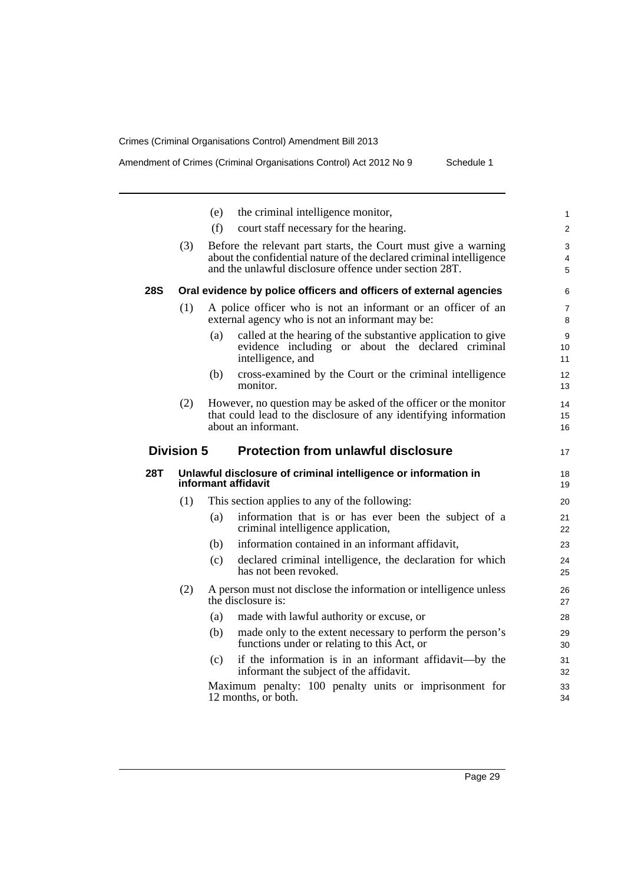(e) the criminal intelligence monitor,

(f) court staff necessary for the hearing.

(3) Before the relevant part starts, the Court must give a warning about the confidential nature of the declared criminal intelligence and the unlawful disclosure offence under section 28T.

**28S Oral evidence by police officers and officers of external agencies**

(1) A police officer who is not an informant or an officer of an external agency who is not an informant may be:

(a) called at the hearing of the substantive application to give evidence including or about the declared criminal intelligence, and

(b) cross-examined by the Court or the criminal intelligence monitor.

(2) However, no question may be asked of the officer or the monitor that could lead to the disclosure of any identifying information about an informant.

## Division 5 Protection from unlawful disclosure

**28T Unlawful disclosure of criminal intelligence or information in informant affidavit**

(1) This section applies to any of the following:

(a) information that is or has ever been the subject of a criminal intelligence application,

(b) information contained in an informant affidavit,

(c) declared criminal intelligence, the declaration for which has not been revoked.

(2) A person must not disclose the information or intelligence unless the disclosure is:

(a) made with lawful authority or excuse, or

(b) made only to the extent necessary to perform the person's functions under or relating to this Act, or

(c) if the information is in an informant affidavit—by the informant the subject of the affidavit.

Maximum penalty: 100 penalty units or imprisonment for 12 months, or both.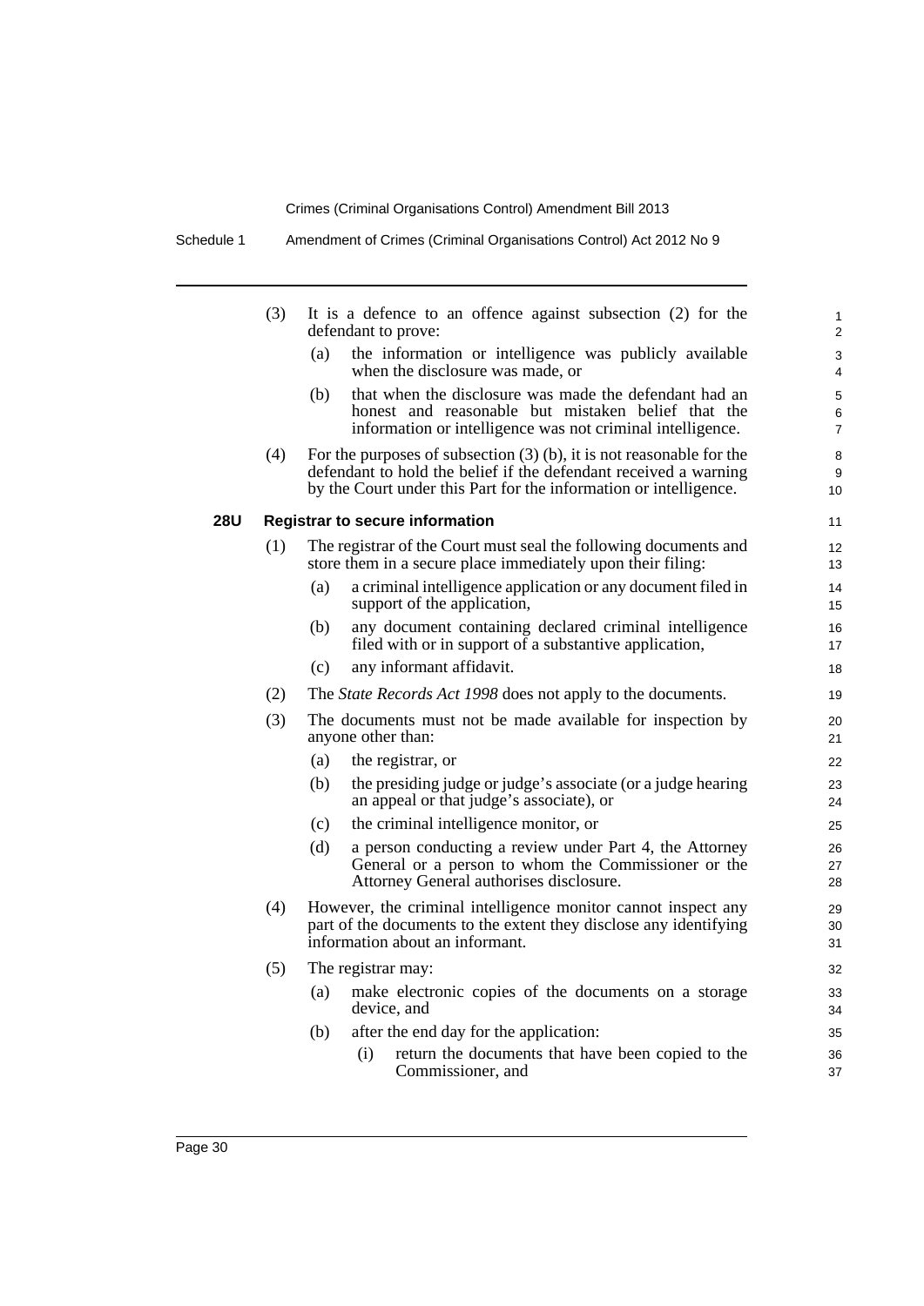(3) It is a defence to an offence against subsection (2) for the defendant to prove:

(a) the information or intelligence was publicly available when the disclosure was made, or

(b) that when the disclosure was made the defendant had an honest and reasonable but mistaken belief that the information or intelligence was not criminal intelligence.

(4) For the purposes of subsection (3) (b), it is not reasonable for the defendant to hold the belief if the defendant received a warning by the Court under this Part for the information or intelligence.

**28U Registrar to secure information**

(1) The registrar of the Court must seal the following documents and store them in a secure place immediately upon their filing:

(a) a criminal intelligence application or any document filed in support of the application,

(b) any document containing declared criminal intelligence filed with or in support of a substantive application,

(c) any informant affidavit.

(2) The *State Records Act 1998* does not apply to the documents.

(3) The documents must not be made available for inspection by anyone other than:

(a) the registrar, or

(b) the presiding judge or judge's associate (or a judge hearing an appeal or that judge's associate), or

(c) the criminal intelligence monitor, or

(d) a person conducting a review under Part 4, the Attorney General or a person to whom the Commissioner or the Attorney General authorises disclosure.

(4) However, the criminal intelligence monitor cannot inspect any part of the documents to the extent they disclose any identifying information about an informant.

(5) The registrar may:

(a) make electronic copies of the documents on a storage device, and

(b) after the end day for the application:

(i) return the documents that have been copied to the Commissioner, and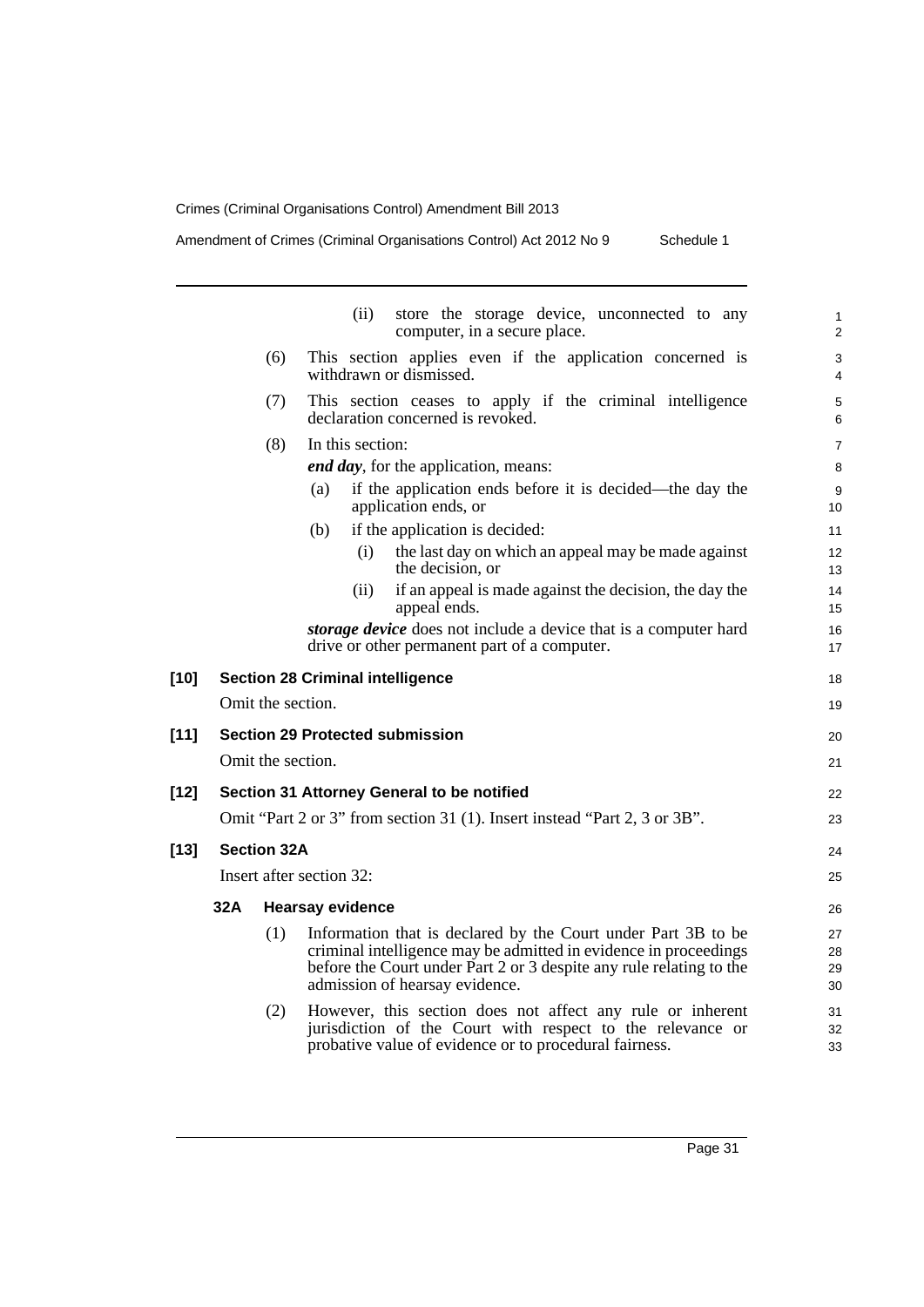(ii) store the storage device, unconnected to any computer, in a secure place.

(6) This section applies even if the application concerned is withdrawn or dismissed.

(7) This section ceases to apply if the criminal intelligence declaration concerned is revoked.

(8) In this section:

***end day***, for the application, means:

(a) if the application ends before it is decided—the day the application ends, or

(b) if the application is decided:

(i) the last day on which an appeal may be made against the decision, or

(ii) if an appeal is made against the decision, the day the appeal ends.

***storage device*** does not include a device that is a computer hard drive or other permanent part of a computer.

**[10] Section 28 Criminal intelligence**

Omit the section.

**[11] Section 29 Protected submission**

Omit the section.

**[12] Section 31 Attorney General to be notified**

Omit "Part 2 or 3" from section 31 (1). Insert instead "Part 2, 3 or 3B".

**[13] Section 32A**

Insert after section 32:

**32A Hearsay evidence**

(1) Information that is declared by the Court under Part 3B to be criminal intelligence may be admitted in evidence in proceedings before the Court under Part 2 or 3 despite any rule relating to the admission of hearsay evidence.

(2) However, this section does not affect any rule or inherent jurisdiction of the Court with respect to the relevance or probative value of evidence or to procedural fairness.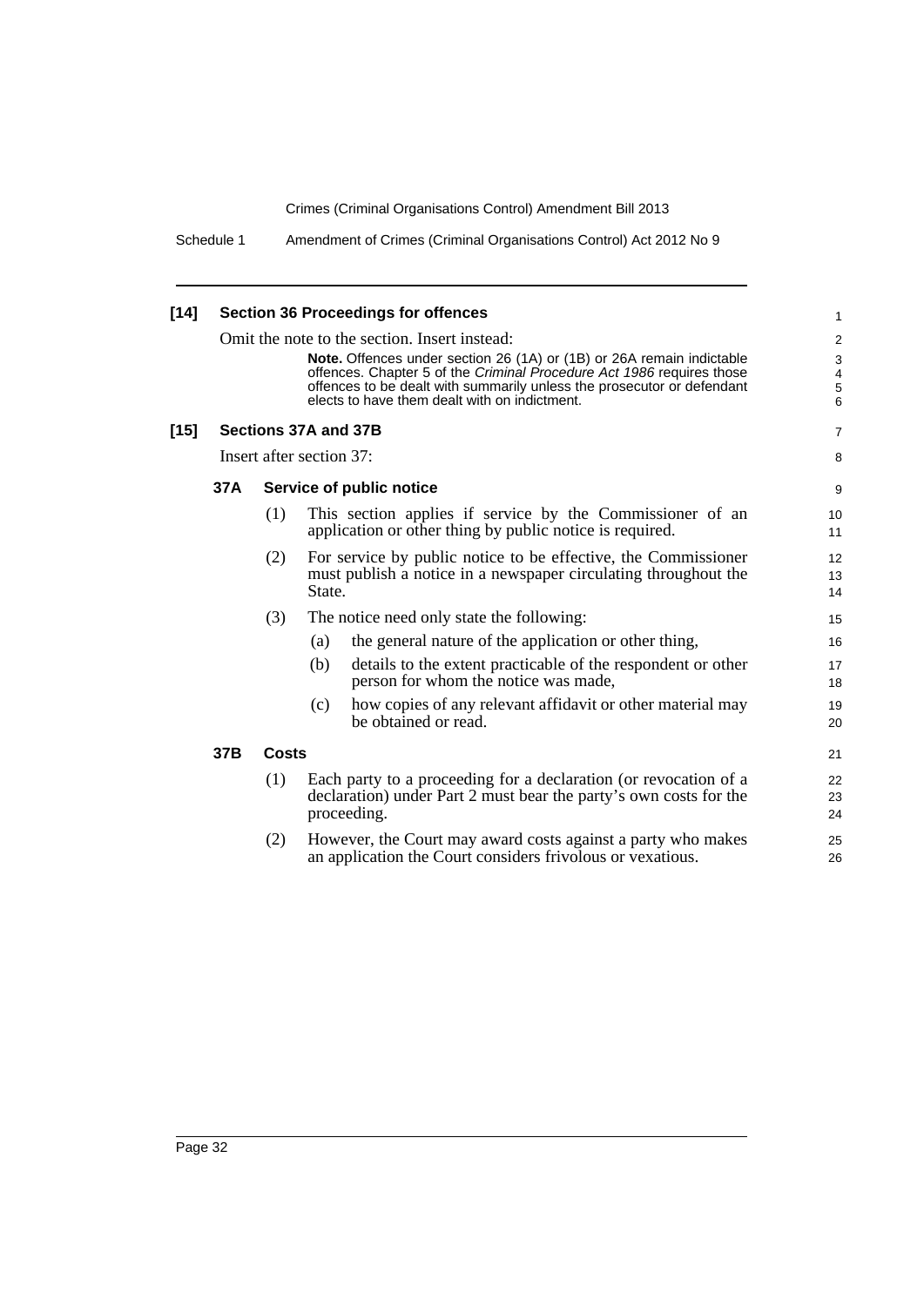**[14] Section 36 Proceedings for offences**

Omit the note to the section. Insert instead:

**Note.** Offences under section 26 (1A) or (1B) or 26A remain indictable offences. Chapter 5 of the *Criminal Procedure Act 1986* requires those offences to be dealt with summarily unless the prosecutor or defendant elects to have them dealt with on indictment.

**[15] Sections 37A and 37B**

Insert after section 37:

**37A Service of public notice**

(1) This section applies if service by the Commissioner of an application or other thing by public notice is required.

(2) For service by public notice to be effective, the Commissioner must publish a notice in a newspaper circulating throughout the State.

(3) The notice need only state the following:

- (a) the general nature of the application or other thing,
- (b) details to the extent practicable of the respondent or other person for whom the notice was made,
- (c) how copies of any relevant affidavit or other material may be obtained or read.

**37B Costs**

(1) Each party to a proceeding for a declaration (or revocation of a declaration) under Part 2 must bear the party's own costs for the proceeding.

(2) However, the Court may award costs against a party who makes an application the Court considers frivolous or vexatious.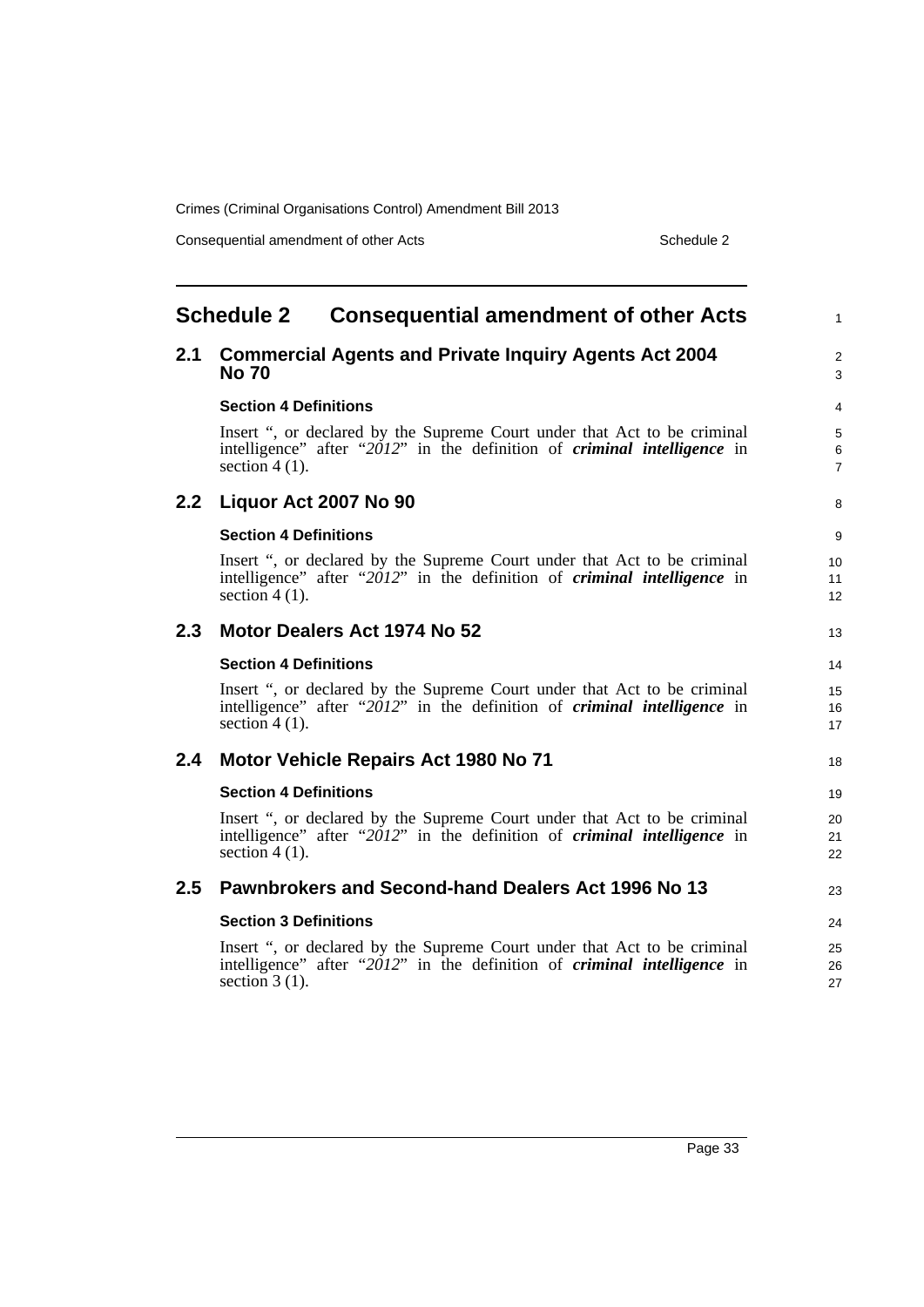# Schedule 2 Consequential amendment of other Acts

## 2.1 Commercial Agents and Private Inquiry Agents Act 2004 No 70

### Section 4 Definitions

Insert ", or declared by the Supreme Court under that Act to be criminal intelligence" after "*2012*" in the definition of ***criminal intelligence*** in section 4 (1).

## 2.2 Liquor Act 2007 No 90

### Section 4 Definitions

Insert ", or declared by the Supreme Court under that Act to be criminal intelligence" after "*2012*" in the definition of ***criminal intelligence*** in section 4 (1).

## 2.3 Motor Dealers Act 1974 No 52

### Section 4 Definitions

Insert ", or declared by the Supreme Court under that Act to be criminal intelligence" after "*2012*" in the definition of ***criminal intelligence*** in section 4 (1).

## 2.4 Motor Vehicle Repairs Act 1980 No 71

### Section 4 Definitions

Insert ", or declared by the Supreme Court under that Act to be criminal intelligence" after "*2012*" in the definition of ***criminal intelligence*** in section 4 (1).

## 2.5 Pawnbrokers and Second-hand Dealers Act 1996 No 13

### Section 3 Definitions

Insert ", or declared by the Supreme Court under that Act to be criminal intelligence" after "*2012*" in the definition of ***criminal intelligence*** in section 3 (1).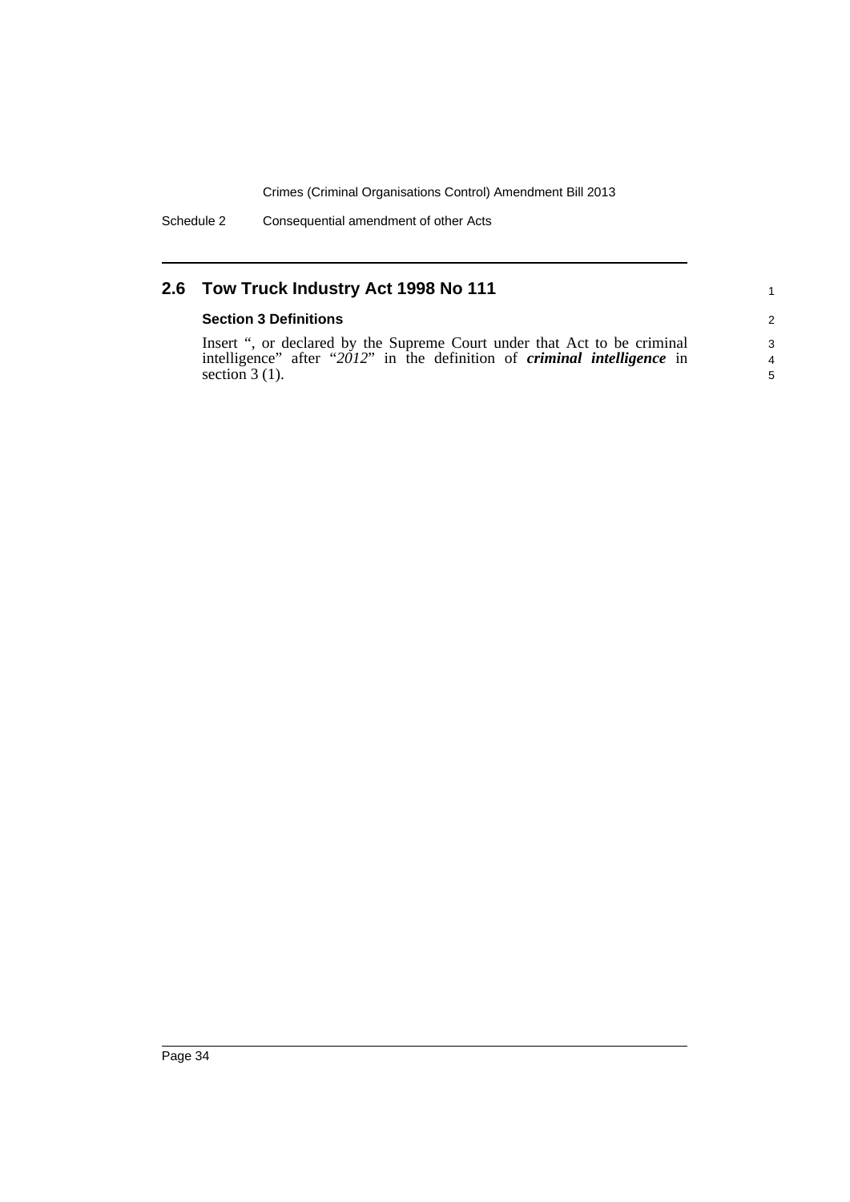## 2.6 Tow Truck Industry Act 1998 No 111

### Section 3 Definitions

Insert ", or declared by the Supreme Court under that Act to be criminal intelligence" after "*2012*" in the definition of ***criminal intelligence*** in section 3 (1).